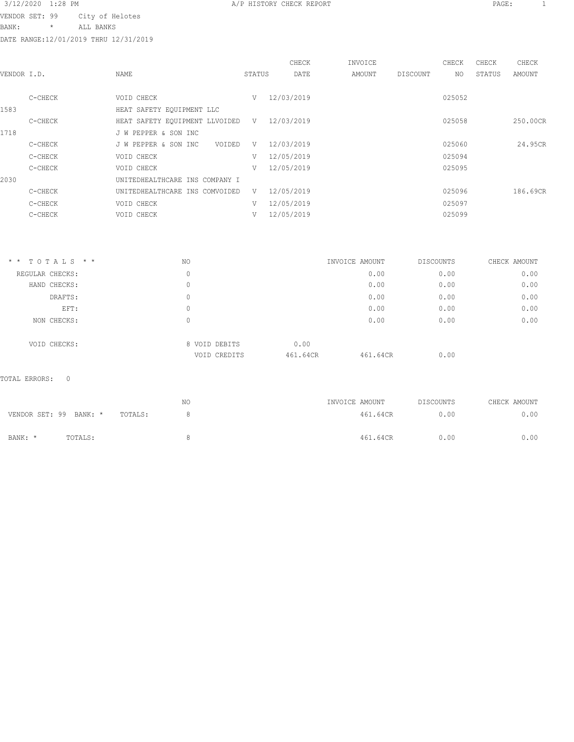3/12/2020 1:28 PM A/P HISTORY CHECK REPORT

VENDOR SET: 99 City of Helotes
BANK: * ALL BANKS
DATE RANGE:12/01/2019 THRU 12/31/2019

| VENDOR I.D. | NAME | STATUS | CHECK DATE | INVOICE AMOUNT | DISCOUNT | CHECK NO | CHECK STATUS | CHECK AMOUNT |
|---|---|---|---|---|---|---|---|---|
| C-CHECK | VOID CHECK | V | 12/03/2019 | | | 025052 | | |
| 1583 | HEAT SAFETY EQUIPMENT LLC | | | | | | | |
| C-CHECK | HEAT SAFETY EQUIPMENT LLVOIDED | V | 12/03/2019 | | | 025058 | | 250.00CR |
| 1718 | J W PEPPER & SON INC | | | | | | | |
| C-CHECK | J W PEPPER & SON INC VOIDED | V | 12/03/2019 | | | 025060 | | 24.95CR |
| C-CHECK | VOID CHECK | V | 12/05/2019 | | | 025094 | | |
| C-CHECK | VOID CHECK | V | 12/05/2019 | | | 025095 | | |
| 2030 | UNITEDHEALTHCARE INS COMPANY I | | | | | | | |
| C-CHECK | UNITEDHEALTHCARE INS COMVOIDED | V | 12/05/2019 | | | 025096 | | 186.69CR |
| C-CHECK | VOID CHECK | V | 12/05/2019 | | | 025097 | | |
| C-CHECK | VOID CHECK | V | 12/05/2019 | | | 025099 | | |

| * * T O T A L S * * | NO | | | INVOICE AMOUNT | DISCOUNTS | CHECK AMOUNT |
|---|---|---|---|---|---|---|
| REGULAR CHECKS: | 0 | | | 0.00 | 0.00 | 0.00 |
| HAND CHECKS: | 0 | | | 0.00 | 0.00 | 0.00 |
| DRAFTS: | 0 | | | 0.00 | 0.00 | 0.00 |
| EFT: | 0 | | | 0.00 | 0.00 | 0.00 |
| NON CHECKS: | 0 | | | 0.00 | 0.00 | 0.00 |
| VOID CHECKS: | 8 | VOID DEBITS | 0.00 | | | |
| | | VOID CREDITS | 461.64CR | 461.64CR | 0.00 | |

TOTAL ERRORS: 0

| | NO | INVOICE AMOUNT | DISCOUNTS | CHECK AMOUNT |
|---|---|---|---|---|
| VENDOR SET: 99 BANK: * TOTALS: | 8 | 461.64CR | 0.00 | 0.00 |
| BANK: * TOTALS: | 8 | 461.64CR | 0.00 | 0.00 |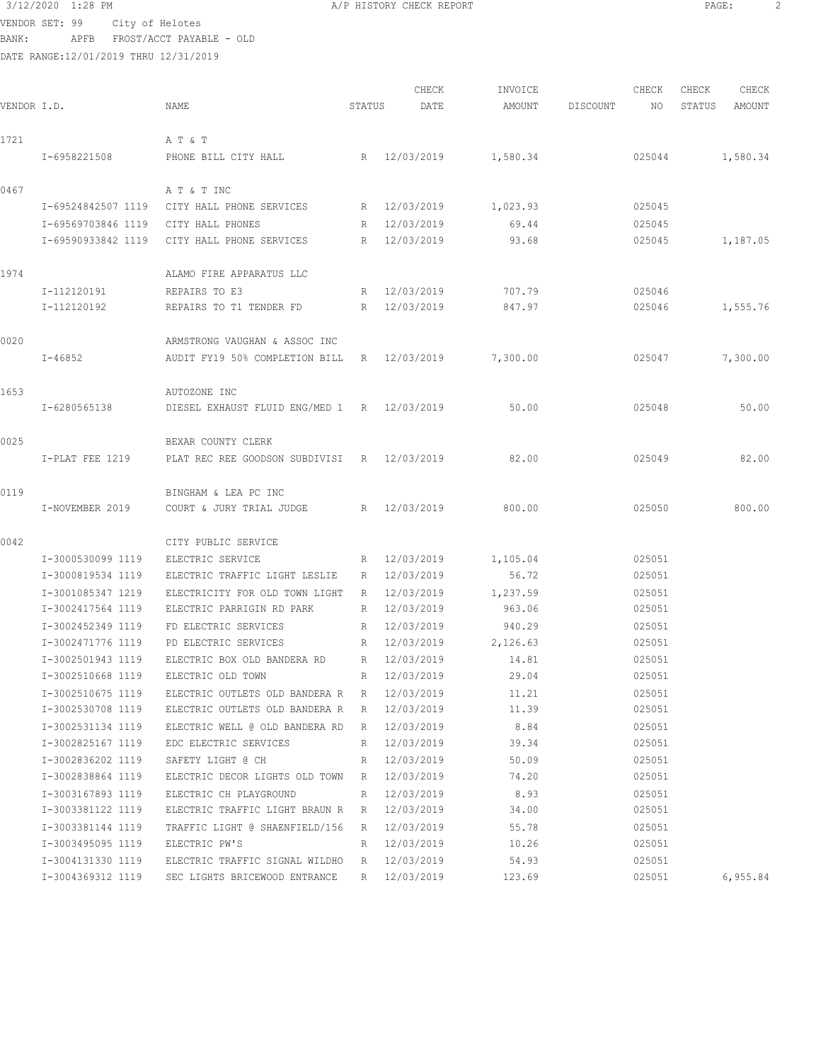3/12/2020 1:28 PM A/P HISTORY CHECK REPORT

VENDOR SET: 99 City of Helotes
BANK: APFB FROST/ACCT PAYABLE - OLD
DATE RANGE:12/01/2019 THRU 12/31/2019

| VENDOR I.D. | NAME | STATUS | CHECK DATE | INVOICE AMOUNT | DISCOUNT | CHECK NO | CHECK STATUS | CHECK AMOUNT |
|---|---|---|---|---|---|---|---|---|
| 1721 | A T & T | | | | | | | |
| I-6958221508 | PHONE BILL CITY HALL | R | 12/03/2019 | 1,580.34 | | 025044 | | 1,580.34 |
| 0467 | A T & T INC | | | | | | | |
| I-69524842507 1119 | CITY HALL PHONE SERVICES | R | 12/03/2019 | 1,023.93 | | 025045 | | |
| I-69569703846 1119 | CITY HALL PHONES | R | 12/03/2019 | 69.44 | | 025045 | | |
| I-69590933842 1119 | CITY HALL PHONE SERVICES | R | 12/03/2019 | 93.68 | | 025045 | | 1,187.05 |
| 1974 | ALAMO FIRE APPARATUS LLC | | | | | | | |
| I-112120191 | REPAIRS TO E3 | R | 12/03/2019 | 707.79 | | 025046 | | |
| I-112120192 | REPAIRS TO T1 TENDER FD | R | 12/03/2019 | 847.97 | | 025046 | | 1,555.76 |
| 0020 | ARMSTRONG VAUGHAN & ASSOC INC | | | | | | | |
| I-46852 | AUDIT FY19 50% COMPLETION BILL | R | 12/03/2019 | 7,300.00 | | 025047 | | 7,300.00 |
| 1653 | AUTOZONE INC | | | | | | | |
| I-6280565138 | DIESEL EXHAUST FLUID ENG/MED 1 | R | 12/03/2019 | 50.00 | | 025048 | | 50.00 |
| 0025 | BEXAR COUNTY CLERK | | | | | | | |
| I-PLAT FEE 1219 | PLAT REC REE GOODSON SUBDIVISI | R | 12/03/2019 | 82.00 | | 025049 | | 82.00 |
| 0119 | BINGHAM & LEA PC INC | | | | | | | |
| I-NOVEMBER 2019 | COURT & JURY TRIAL JUDGE | R | 12/03/2019 | 800.00 | | 025050 | | 800.00 |
| 0042 | CITY PUBLIC SERVICE | | | | | | | |
| I-3000530099 1119 | ELECTRIC SERVICE | R | 12/03/2019 | 1,105.04 | | 025051 | | |
| I-3000819534 1119 | ELECTRIC TRAFFIC LIGHT LESLIE | R | 12/03/2019 | 56.72 | | 025051 | | |
| I-3001085347 1219 | ELECTRICITY FOR OLD TOWN LIGHT | R | 12/03/2019 | 1,237.59 | | 025051 | | |
| I-3002417564 1119 | ELECTRIC PARRIGIN RD PARK | R | 12/03/2019 | 963.06 | | 025051 | | |
| I-3002452349 1119 | FD ELECTRIC SERVICES | R | 12/03/2019 | 940.29 | | 025051 | | |
| I-3002471776 1119 | PD ELECTRIC SERVICES | R | 12/03/2019 | 2,126.63 | | 025051 | | |
| I-3002501943 1119 | ELECTRIC BOX OLD BANDERA RD | R | 12/03/2019 | 14.81 | | 025051 | | |
| I-3002510668 1119 | ELECTRIC OLD TOWN | R | 12/03/2019 | 29.04 | | 025051 | | |
| I-3002510675 1119 | ELECTRIC OUTLETS OLD BANDERA R | R | 12/03/2019 | 11.21 | | 025051 | | |
| I-3002530708 1119 | ELECTRIC OUTLETS OLD BANDERA R | R | 12/03/2019 | 11.39 | | 025051 | | |
| I-3002531134 1119 | ELECTRIC WELL @ OLD BANDERA RD | R | 12/03/2019 | 8.84 | | 025051 | | |
| I-3002825167 1119 | EDC ELECTRIC SERVICES | R | 12/03/2019 | 39.34 | | 025051 | | |
| I-3002836202 1119 | SAFETY LIGHT @ CH | R | 12/03/2019 | 50.09 | | 025051 | | |
| I-3002838864 1119 | ELECTRIC DECOR LIGHTS OLD TOWN | R | 12/03/2019 | 74.20 | | 025051 | | |
| I-3003167893 1119 | ELECTRIC CH PLAYGROUND | R | 12/03/2019 | 8.93 | | 025051 | | |
| I-3003381122 1119 | ELECTRIC TRAFFIC LIGHT BRAUN R | R | 12/03/2019 | 34.00 | | 025051 | | |
| I-3003381144 1119 | TRAFFIC LIGHT @ SHAENFIELD/156 | R | 12/03/2019 | 55.78 | | 025051 | | |
| I-3003495095 1119 | ELECTRIC PW'S | R | 12/03/2019 | 10.26 | | 025051 | | |
| I-3004131330 1119 | ELECTRIC TRAFFIC SIGNAL WILDHO | R | 12/03/2019 | 54.93 | | 025051 | | |
| I-3004369312 1119 | SEC LIGHTS BRICEWOOD ENTRANCE | R | 12/03/2019 | 123.69 | | 025051 | | 6,955.84 |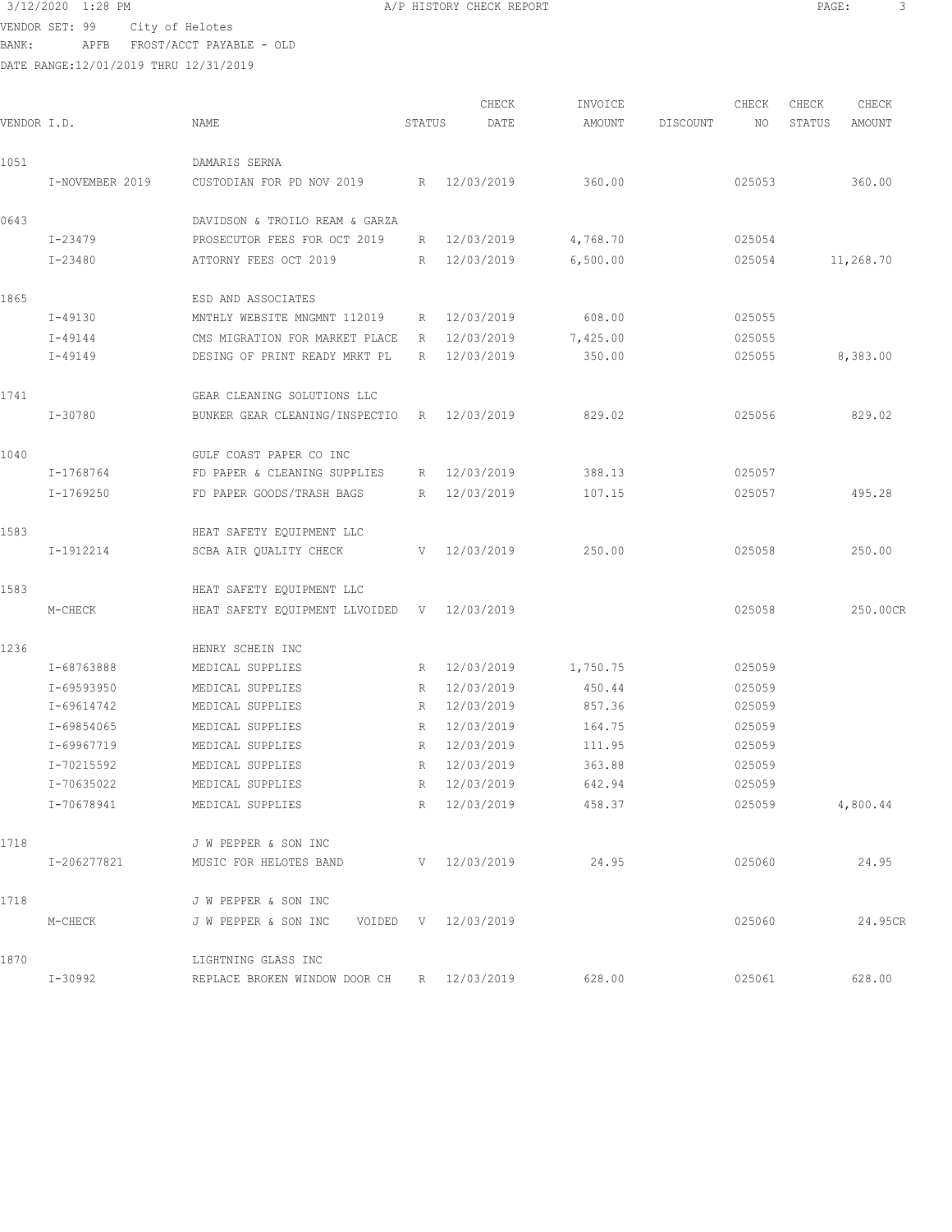3/12/2020 1:28 PM A/P HISTORY CHECK REPORT

VENDOR SET: 99 City of Helotes
BANK: APFB FROST/ACCT PAYABLE - OLD
DATE RANGE:12/01/2019 THRU 12/31/2019

| VENDOR I.D. | NAME | STATUS | CHECK DATE | INVOICE AMOUNT | DISCOUNT | CHECK NO | CHECK STATUS | CHECK AMOUNT |
|---|---|---|---|---|---|---|---|---|
| 1051 | DAMARIS SERNA | | | | | | | |
| I-NOVEMBER 2019 | CUSTODIAN FOR PD NOV 2019 | R | 12/03/2019 | 360.00 | | 025053 | | 360.00 |
| 0643 | DAVIDSON & TROILO REAM & GARZA | | | | | | | |
| I-23479 | PROSECUTOR FEES FOR OCT 2019 | R | 12/03/2019 | 4,768.70 | | 025054 | | |
| I-23480 | ATTORNY FEES OCT 2019 | R | 12/03/2019 | 6,500.00 | | 025054 | | 11,268.70 |
| 1865 | ESD AND ASSOCIATES | | | | | | | |
| I-49130 | MNTHLY WEBSITE MNGMNT 112019 | R | 12/03/2019 | 608.00 | | 025055 | | |
| I-49144 | CMS MIGRATION FOR MARKET PLACE | R | 12/03/2019 | 7,425.00 | | 025055 | | |
| I-49149 | DESING OF PRINT READY MRKT PL | R | 12/03/2019 | 350.00 | | 025055 | | 8,383.00 |
| 1741 | GEAR CLEANING SOLUTIONS LLC | | | | | | | |
| I-30780 | BUNKER GEAR CLEANING/INSPECTIO | R | 12/03/2019 | 829.02 | | 025056 | | 829.02 |
| 1040 | GULF COAST PAPER CO INC | | | | | | | |
| I-1768764 | FD PAPER & CLEANING SUPPLIES | R | 12/03/2019 | 388.13 | | 025057 | | |
| I-1769250 | FD PAPER GOODS/TRASH BAGS | R | 12/03/2019 | 107.15 | | 025057 | | 495.28 |
| 1583 | HEAT SAFETY EQUIPMENT LLC | | | | | | | |
| I-1912214 | SCBA AIR QUALITY CHECK | V | 12/03/2019 | 250.00 | | 025058 | | 250.00 |
| 1583 | HEAT SAFETY EQUIPMENT LLC | | | | | | | |
| M-CHECK | HEAT SAFETY EQUIPMENT LLVOIDED | V | 12/03/2019 | | | 025058 | | 250.00CR |
| 1236 | HENRY SCHEIN INC | | | | | | | |
| I-68763888 | MEDICAL SUPPLIES | R | 12/03/2019 | 1,750.75 | | 025059 | | |
| I-69593950 | MEDICAL SUPPLIES | R | 12/03/2019 | 450.44 | | 025059 | | |
| I-69614742 | MEDICAL SUPPLIES | R | 12/03/2019 | 857.36 | | 025059 | | |
| I-69854065 | MEDICAL SUPPLIES | R | 12/03/2019 | 164.75 | | 025059 | | |
| I-69967719 | MEDICAL SUPPLIES | R | 12/03/2019 | 111.95 | | 025059 | | |
| I-70215592 | MEDICAL SUPPLIES | R | 12/03/2019 | 363.88 | | 025059 | | |
| I-70635022 | MEDICAL SUPPLIES | R | 12/03/2019 | 642.94 | | 025059 | | |
| I-70678941 | MEDICAL SUPPLIES | R | 12/03/2019 | 458.37 | | 025059 | | 4,800.44 |
| 1718 | J W PEPPER & SON INC | | | | | | | |
| I-206277821 | MUSIC FOR HELOTES BAND | V | 12/03/2019 | 24.95 | | 025060 | | 24.95 |
| 1718 | J W PEPPER & SON INC | | | | | | | |
| M-CHECK | J W PEPPER & SON INC VOIDED | V | 12/03/2019 | | | 025060 | | 24.95CR |
| 1870 | LIGHTNING GLASS INC | | | | | | | |
| I-30992 | REPLACE BROKEN WINDOW DOOR CH | R | 12/03/2019 | 628.00 | | 025061 | | 628.00 |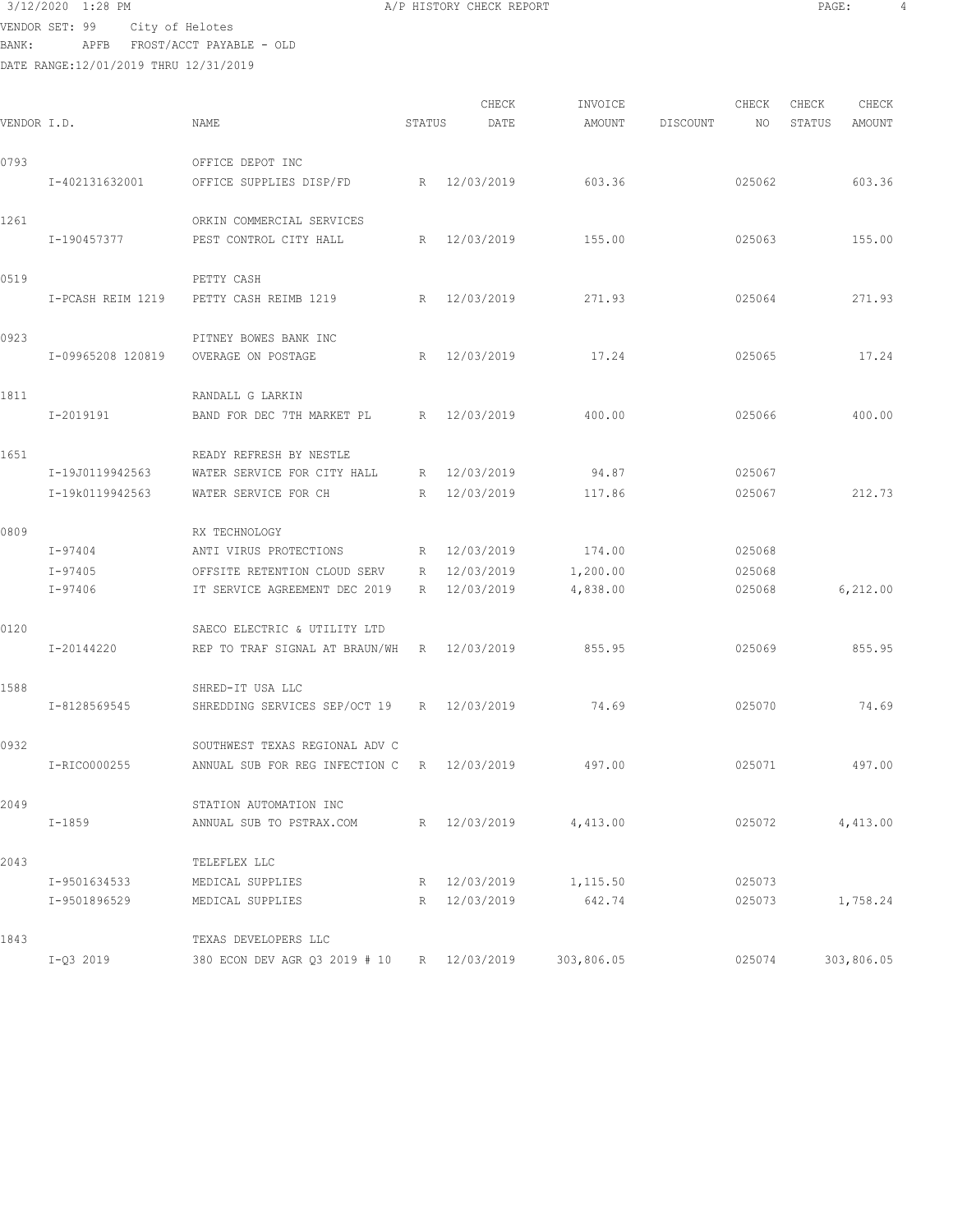VENDOR SET: 99 City of Helotes
BANK: APFB FROST/ACCT PAYABLE - OLD
DATE RANGE:12/01/2019 THRU 12/31/2019

| VENDOR I.D. | | NAME | STATUS | CHECK DATE | INVOICE AMOUNT | DISCOUNT | CHECK NO | CHECK STATUS | CHECK AMOUNT |
|---|---|---|---|---|---|---|---|---|---|
| 0793 | | OFFICE DEPOT INC | | | | | | | |
| | I-402131632001 | OFFICE SUPPLIES DISP/FD | R | 12/03/2019 | 603.36 | | 025062 | | 603.36 |
| 1261 | | ORKIN COMMERCIAL SERVICES | | | | | | | |
| | I-190457377 | PEST CONTROL CITY HALL | R | 12/03/2019 | 155.00 | | 025063 | | 155.00 |
| 0519 | | PETTY CASH | | | | | | | |
| | I-PCASH REIM 1219 | PETTY CASH REIMB 1219 | R | 12/03/2019 | 271.93 | | 025064 | | 271.93 |
| 0923 | | PITNEY BOWES BANK INC | | | | | | | |
| | I-09965208 120819 | OVERAGE ON POSTAGE | R | 12/03/2019 | 17.24 | | 025065 | | 17.24 |
| 1811 | | RANDALL G LARKIN | | | | | | | |
| | I-2019191 | BAND FOR DEC 7TH MARKET PL | R | 12/03/2019 | 400.00 | | 025066 | | 400.00 |
| 1651 | | READY REFRESH BY NESTLE | | | | | | | |
| | I-19J0119942563 | WATER SERVICE FOR CITY HALL | R | 12/03/2019 | 94.87 | | 025067 | | |
| | I-19k0119942563 | WATER SERVICE FOR CH | R | 12/03/2019 | 117.86 | | 025067 | | 212.73 |
| 0809 | | RX TECHNOLOGY | | | | | | | |
| | I-97404 | ANTI VIRUS PROTECTIONS | R | 12/03/2019 | 174.00 | | 025068 | | |
| | I-97405 | OFFSITE RETENTION CLOUD SERV | R | 12/03/2019 | 1,200.00 | | 025068 | | |
| | I-97406 | IT SERVICE AGREEMENT DEC 2019 | R | 12/03/2019 | 4,838.00 | | 025068 | | 6,212.00 |
| 0120 | | SAECO ELECTRIC & UTILITY LTD | | | | | | | |
| | I-20144220 | REP TO TRAF SIGNAL AT BRAUN/WH | R | 12/03/2019 | 855.95 | | 025069 | | 855.95 |
| 1588 | | SHRED-IT USA LLC | | | | | | | |
| | I-8128569545 | SHREDDING SERVICES SEP/OCT 19 | R | 12/03/2019 | 74.69 | | 025070 | | 74.69 |
| 0932 | | SOUTHWEST TEXAS REGIONAL ADV C | | | | | | | |
| | I-RICO000255 | ANNUAL SUB FOR REG INFECTION C | R | 12/03/2019 | 497.00 | | 025071 | | 497.00 |
| 2049 | | STATION AUTOMATION INC | | | | | | | |
| | I-1859 | ANNUAL SUB TO PSTRAX.COM | R | 12/03/2019 | 4,413.00 | | 025072 | | 4,413.00 |
| 2043 | | TELEFLEX LLC | | | | | | | |
| | I-9501634533 | MEDICAL SUPPLIES | R | 12/03/2019 | 1,115.50 | | 025073 | | |
| | I-9501896529 | MEDICAL SUPPLIES | R | 12/03/2019 | 642.74 | | 025073 | | 1,758.24 |
| 1843 | | TEXAS DEVELOPERS LLC | | | | | | | |
| | I-Q3 2019 | 380 ECON DEV AGR Q3 2019 # 10 | R | 12/03/2019 | 303,806.05 | | 025074 | | 303,806.05 |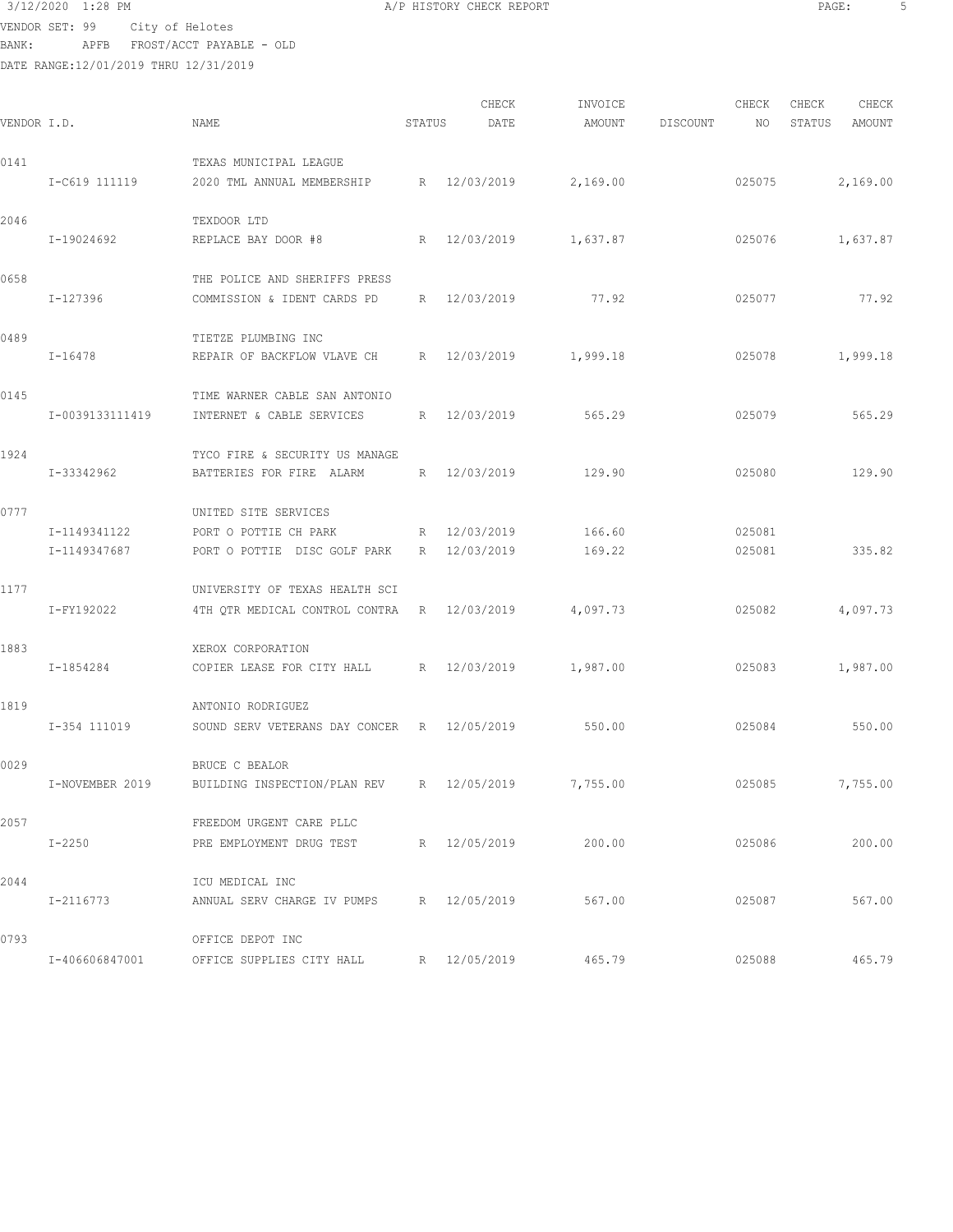3/12/2020 1:28 PM — A/P HISTORY CHECK REPORT

VENDOR SET: 99 City of Helotes
BANK: APFB FROST/ACCT PAYABLE - OLD
DATE RANGE:12/01/2019 THRU 12/31/2019

| VENDOR I.D. | | NAME | STATUS | CHECK DATE | INVOICE AMOUNT | DISCOUNT | CHECK NO | CHECK STATUS | CHECK AMOUNT |
|---|---|---|---|---|---|---|---|---|---|
| 0141 | | TEXAS MUNICIPAL LEAGUE | | | | | | | |
| | I-C619 111119 | 2020 TML ANNUAL MEMBERSHIP | R | 12/03/2019 | 2,169.00 | | 025075 | | 2,169.00 |
| 2046 | | TEXDOOR LTD | | | | | | | |
| | I-19024692 | REPLACE BAY DOOR #8 | R | 12/03/2019 | 1,637.87 | | 025076 | | 1,637.87 |
| 0658 | | THE POLICE AND SHERIFFS PRESS | | | | | | | |
| | I-127396 | COMMISSION & IDENT CARDS PD | R | 12/03/2019 | 77.92 | | 025077 | | 77.92 |
| 0489 | | TIETZE PLUMBING INC | | | | | | | |
| | I-16478 | REPAIR OF BACKFLOW VLAVE CH | R | 12/03/2019 | 1,999.18 | | 025078 | | 1,999.18 |
| 0145 | | TIME WARNER CABLE SAN ANTONIO | | | | | | | |
| | I-0039133111419 | INTERNET & CABLE SERVICES | R | 12/03/2019 | 565.29 | | 025079 | | 565.29 |
| 1924 | | TYCO FIRE & SECURITY US MANAGE | | | | | | | |
| | I-33342962 | BATTERIES FOR FIRE ALARM | R | 12/03/2019 | 129.90 | | 025080 | | 129.90 |
| 0777 | | UNITED SITE SERVICES | | | | | | | |
| | I-1149341122 | PORT O POTTIE CH PARK | R | 12/03/2019 | 166.60 | | 025081 | | |
| | I-1149347687 | PORT O POTTIE DISC GOLF PARK | R | 12/03/2019 | 169.22 | | 025081 | | 335.82 |
| 1177 | | UNIVERSITY OF TEXAS HEALTH SCI | | | | | | | |
| | I-FY192022 | 4TH QTR MEDICAL CONTROL CONTRA | R | 12/03/2019 | 4,097.73 | | 025082 | | 4,097.73 |
| 1883 | | XEROX CORPORATION | | | | | | | |
| | I-1854284 | COPIER LEASE FOR CITY HALL | R | 12/03/2019 | 1,987.00 | | 025083 | | 1,987.00 |
| 1819 | | ANTONIO RODRIGUEZ | | | | | | | |
| | I-354 111019 | SOUND SERV VETERANS DAY CONCER | R | 12/05/2019 | 550.00 | | 025084 | | 550.00 |
| 0029 | | BRUCE C BEALOR | | | | | | | |
| | I-NOVEMBER 2019 | BUILDING INSPECTION/PLAN REV | R | 12/05/2019 | 7,755.00 | | 025085 | | 7,755.00 |
| 2057 | | FREEDOM URGENT CARE PLLC | | | | | | | |
| | I-2250 | PRE EMPLOYMENT DRUG TEST | R | 12/05/2019 | 200.00 | | 025086 | | 200.00 |
| 2044 | | ICU MEDICAL INC | | | | | | | |
| | I-2116773 | ANNUAL SERV CHARGE IV PUMPS | R | 12/05/2019 | 567.00 | | 025087 | | 567.00 |
| 0793 | | OFFICE DEPOT INC | | | | | | | |
| | I-406606847001 | OFFICE SUPPLIES CITY HALL | R | 12/05/2019 | 465.79 | | 025088 | | 465.79 |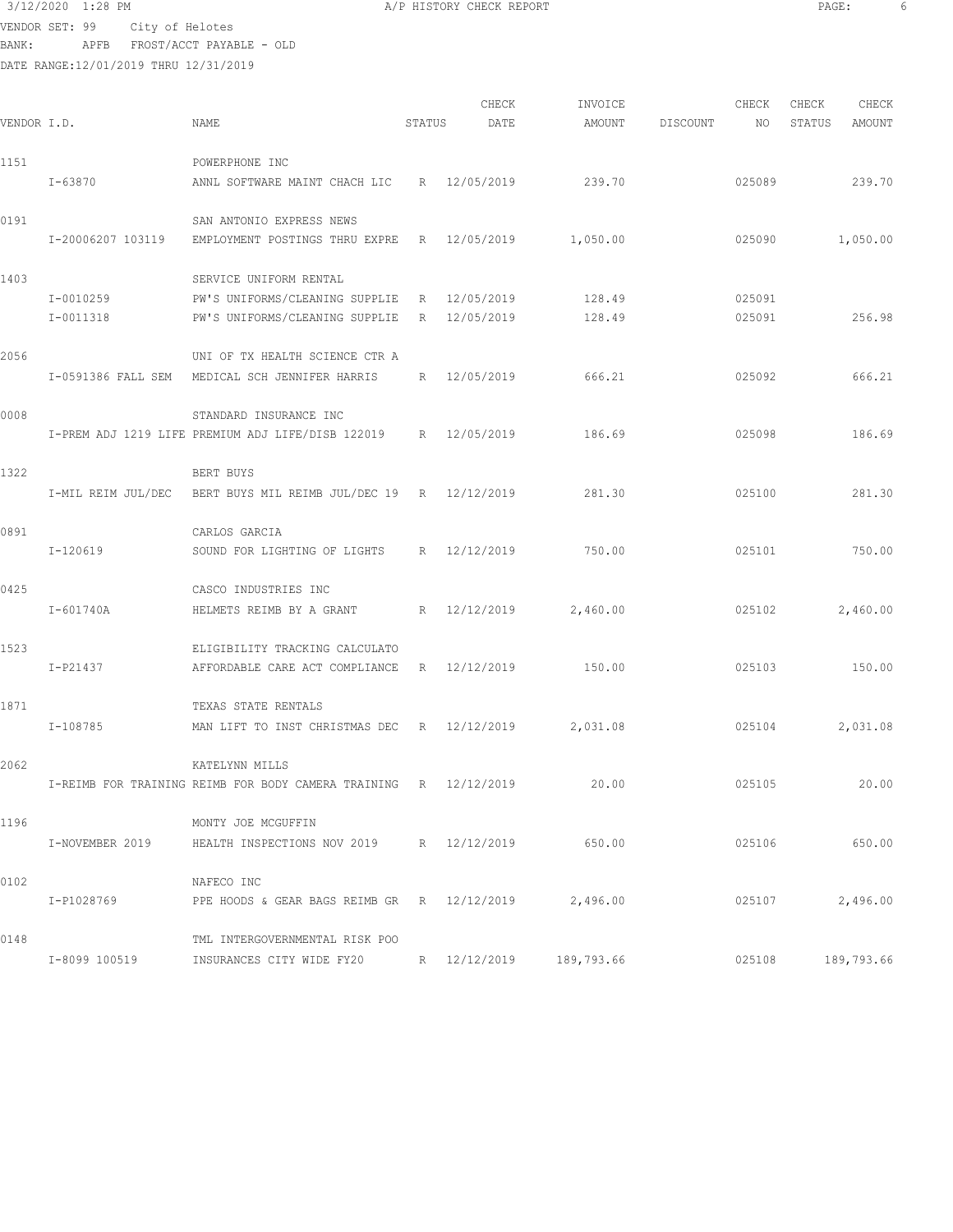3/12/2020 1:28 PM A/P HISTORY CHECK REPORT

VENDOR SET: 99 City of Helotes
BANK: APFB FROST/ACCT PAYABLE - OLD
DATE RANGE:12/01/2019 THRU 12/31/2019

| VENDOR I.D. | NAME | STATUS | CHECK DATE | INVOICE AMOUNT | DISCOUNT | CHECK NO | CHECK STATUS | CHECK AMOUNT |
|---|---|---|---|---|---|---|---|---|
| 1151 | POWERPHONE INC | | | | | | | |
| I-63870 | ANNL SOFTWARE MAINT CHACH LIC | R | 12/05/2019 | 239.70 | | 025089 | | 239.70 |
| 0191 | SAN ANTONIO EXPRESS NEWS | | | | | | | |
| I-20006207 103119 | EMPLOYMENT POSTINGS THRU EXPRE | R | 12/05/2019 | 1,050.00 | | 025090 | | 1,050.00 |
| 1403 | SERVICE UNIFORM RENTAL | | | | | | | |
| I-0010259 | PW'S UNIFORMS/CLEANING SUPPLIE | R | 12/05/2019 | 128.49 | | 025091 | | |
| I-0011318 | PW'S UNIFORMS/CLEANING SUPPLIE | R | 12/05/2019 | 128.49 | | 025091 | | 256.98 |
| 2056 | UNI OF TX HEALTH SCIENCE CTR A | | | | | | | |
| I-0591386 FALL SEM | MEDICAL SCH JENNIFER HARRIS | R | 12/05/2019 | 666.21 | | 025092 | | 666.21 |
| 0008 | STANDARD INSURANCE INC | | | | | | | |
| I-PREM ADJ 1219 LIFE | PREMIUM ADJ LIFE/DISB 122019 | R | 12/05/2019 | 186.69 | | 025098 | | 186.69 |
| 1322 | BERT BUYS | | | | | | | |
| I-MIL REIM JUL/DEC | BERT BUYS MIL REIMB JUL/DEC 19 | R | 12/12/2019 | 281.30 | | 025100 | | 281.30 |
| 0891 | CARLOS GARCIA | | | | | | | |
| I-120619 | SOUND FOR LIGHTING OF LIGHTS | R | 12/12/2019 | 750.00 | | 025101 | | 750.00 |
| 0425 | CASCO INDUSTRIES INC | | | | | | | |
| I-601740A | HELMETS REIMB BY A GRANT | R | 12/12/2019 | 2,460.00 | | 025102 | | 2,460.00 |
| 1523 | ELIGIBILITY TRACKING CALCULATO | | | | | | | |
| I-P21437 | AFFORDABLE CARE ACT COMPLIANCE | R | 12/12/2019 | 150.00 | | 025103 | | 150.00 |
| 1871 | TEXAS STATE RENTALS | | | | | | | |
| I-108785 | MAN LIFT TO INST CHRISTMAS DEC | R | 12/12/2019 | 2,031.08 | | 025104 | | 2,031.08 |
| 2062 | KATELYNN MILLS | | | | | | | |
| I-REIMB FOR TRAINING | REIMB FOR BODY CAMERA TRAINING | R | 12/12/2019 | 20.00 | | 025105 | | 20.00 |
| 1196 | MONTY JOE MCGUFFIN | | | | | | | |
| I-NOVEMBER 2019 | HEALTH INSPECTIONS NOV 2019 | R | 12/12/2019 | 650.00 | | 025106 | | 650.00 |
| 0102 | NAFECO INC | | | | | | | |
| I-P1028769 | PPE HOODS & GEAR BAGS REIMB GR | R | 12/12/2019 | 2,496.00 | | 025107 | | 2,496.00 |
| 0148 | TML INTERGOVERNMENTAL RISK POO | | | | | | | |
| I-8099 100519 | INSURANCES CITY WIDE FY20 | R | 12/12/2019 | 189,793.66 | | 025108 | | 189,793.66 |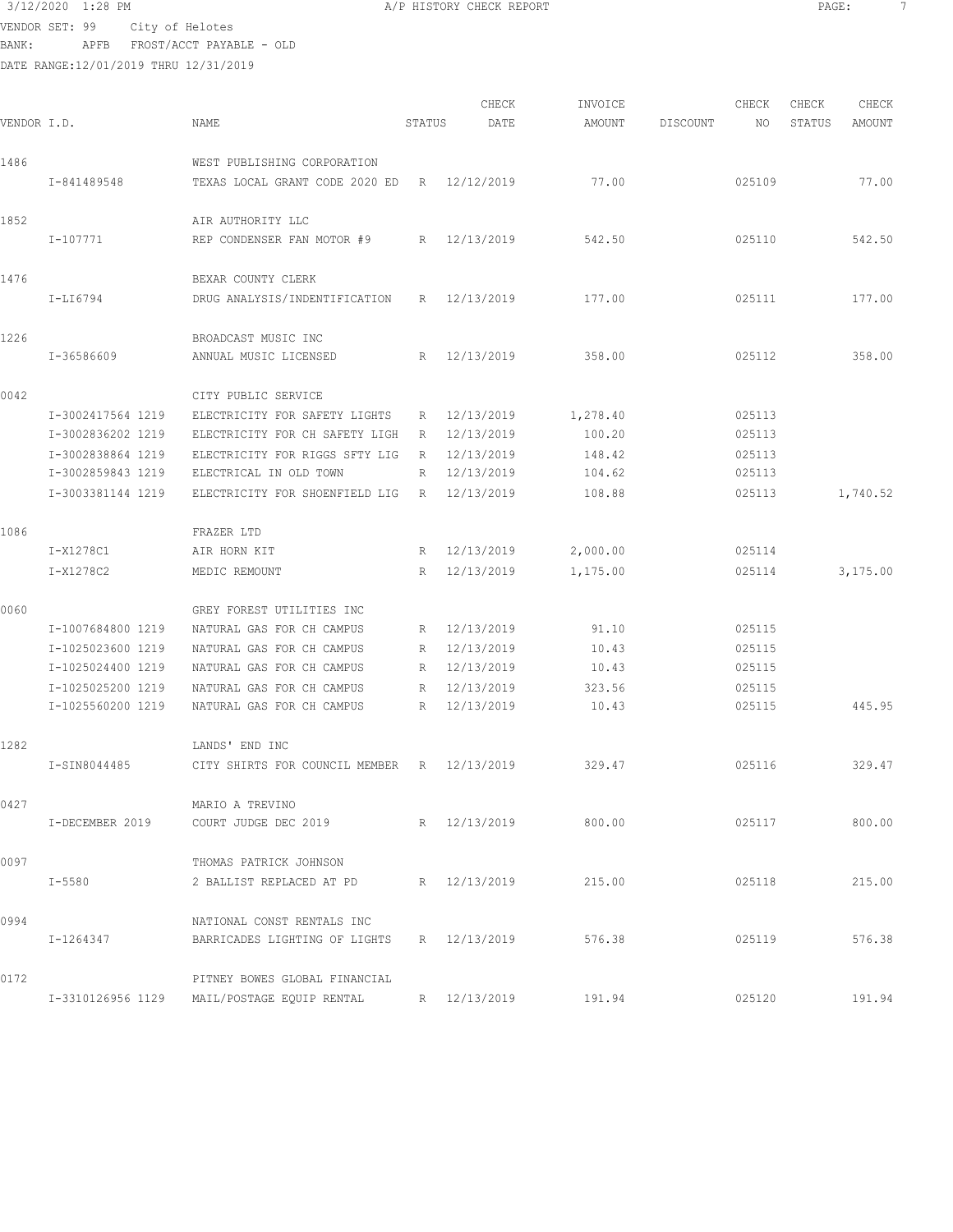3/12/2020 1:28 PM A/P HISTORY CHECK REPORT

VENDOR SET: 99 City of Helotes
BANK: APFB FROST/ACCT PAYABLE - OLD
DATE RANGE:12/01/2019 THRU 12/31/2019

| VENDOR I.D. | NAME | STATUS | CHECK DATE | INVOICE AMOUNT | DISCOUNT | CHECK NO | CHECK STATUS | CHECK AMOUNT |
|---|---|---|---|---|---|---|---|---|
| 1486 | WEST PUBLISHING CORPORATION | | | | | | | |
| I-841489548 | TEXAS LOCAL GRANT CODE 2020 ED | R | 12/12/2019 | 77.00 | | 025109 | | 77.00 |
| 1852 | AIR AUTHORITY LLC | | | | | | | |
| I-107771 | REP CONDENSER FAN MOTOR #9 | R | 12/13/2019 | 542.50 | | 025110 | | 542.50 |
| 1476 | BEXAR COUNTY CLERK | | | | | | | |
| I-LI6794 | DRUG ANALYSIS/INDENTIFICATION | R | 12/13/2019 | 177.00 | | 025111 | | 177.00 |
| 1226 | BROADCAST MUSIC INC | | | | | | | |
| I-36586609 | ANNUAL MUSIC LICENSED | R | 12/13/2019 | 358.00 | | 025112 | | 358.00 |
| 0042 | CITY PUBLIC SERVICE | | | | | | | |
| I-3002417564 1219 | ELECTRICITY FOR SAFETY LIGHTS | R | 12/13/2019 | 1,278.40 | | 025113 | | |
| I-3002836202 1219 | ELECTRICITY FOR CH SAFETY LIGH | R | 12/13/2019 | 100.20 | | 025113 | | |
| I-3002838864 1219 | ELECTRICITY FOR RIGGS SFTY LIG | R | 12/13/2019 | 148.42 | | 025113 | | |
| I-3002859843 1219 | ELECTRICAL IN OLD TOWN | R | 12/13/2019 | 104.62 | | 025113 | | |
| I-3003381144 1219 | ELECTRICITY FOR SHOENFIELD LIG | R | 12/13/2019 | 108.88 | | 025113 | | 1,740.52 |
| 1086 | FRAZER LTD | | | | | | | |
| I-X1278C1 | AIR HORN KIT | R | 12/13/2019 | 2,000.00 | | 025114 | | |
| I-X1278C2 | MEDIC REMOUNT | R | 12/13/2019 | 1,175.00 | | 025114 | | 3,175.00 |
| 0060 | GREY FOREST UTILITIES INC | | | | | | | |
| I-1007684800 1219 | NATURAL GAS FOR CH CAMPUS | R | 12/13/2019 | 91.10 | | 025115 | | |
| I-1025023600 1219 | NATURAL GAS FOR CH CAMPUS | R | 12/13/2019 | 10.43 | | 025115 | | |
| I-1025024400 1219 | NATURAL GAS FOR CH CAMPUS | R | 12/13/2019 | 10.43 | | 025115 | | |
| I-1025025200 1219 | NATURAL GAS FOR CH CAMPUS | R | 12/13/2019 | 323.56 | | 025115 | | |
| I-1025560200 1219 | NATURAL GAS FOR CH CAMPUS | R | 12/13/2019 | 10.43 | | 025115 | | 445.95 |
| 1282 | LANDS' END INC | | | | | | | |
| I-SIN8044485 | CITY SHIRTS FOR COUNCIL MEMBER | R | 12/13/2019 | 329.47 | | 025116 | | 329.47 |
| 0427 | MARIO A TREVINO | | | | | | | |
| I-DECEMBER 2019 | COURT JUDGE DEC 2019 | R | 12/13/2019 | 800.00 | | 025117 | | 800.00 |
| 0097 | THOMAS PATRICK JOHNSON | | | | | | | |
| I-5580 | 2 BALLIST REPLACED AT PD | R | 12/13/2019 | 215.00 | | 025118 | | 215.00 |
| 0994 | NATIONAL CONST RENTALS INC | | | | | | | |
| I-1264347 | BARRICADES LIGHTING OF LIGHTS | R | 12/13/2019 | 576.38 | | 025119 | | 576.38 |
| 0172 | PITNEY BOWES GLOBAL FINANCIAL | | | | | | | |
| I-3310126956 1129 | MAIL/POSTAGE EQUIP RENTAL | R | 12/13/2019 | 191.94 | | 025120 | | 191.94 |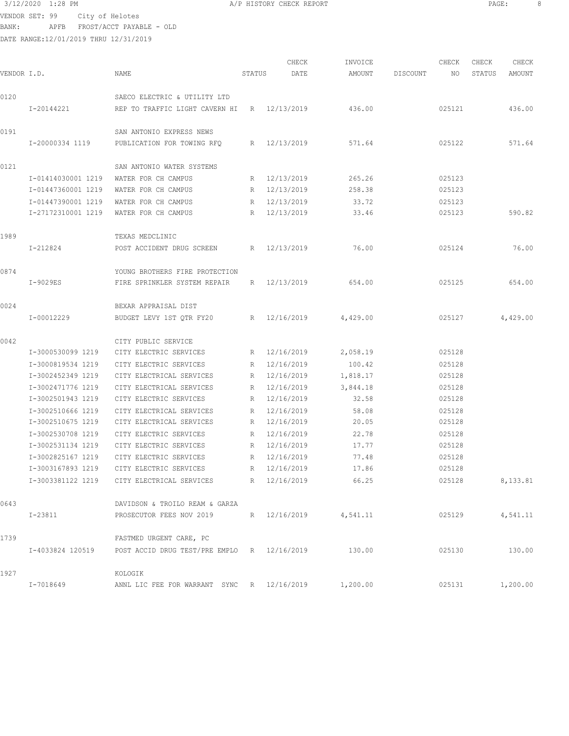3/12/2020 1:28 PM A/P HISTORY CHECK REPORT

VENDOR SET: 99 City of Helotes
BANK: APFB FROST/ACCT PAYABLE - OLD
DATE RANGE:12/01/2019 THRU 12/31/2019

| VENDOR I.D. | NAME | STATUS | CHECK DATE | INVOICE AMOUNT | DISCOUNT | CHECK NO | CHECK STATUS | CHECK AMOUNT |
|---|---|---|---|---|---|---|---|---|
| 0120 | SAECO ELECTRIC & UTILITY LTD | | | | | | | |
| I-20144221 | REP TO TRAFFIC LIGHT CAVERN HI | R | 12/13/2019 | 436.00 | | 025121 | | 436.00 |
| 0191 | SAN ANTONIO EXPRESS NEWS | | | | | | | |
| I-20000334 1119 | PUBLICATION FOR TOWING RFQ | R | 12/13/2019 | 571.64 | | 025122 | | 571.64 |
| 0121 | SAN ANTONIO WATER SYSTEMS | | | | | | | |
| I-01414030001 1219 | WATER FOR CH CAMPUS | R | 12/13/2019 | 265.26 | | 025123 | | |
| I-01447360001 1219 | WATER FOR CH CAMPUS | R | 12/13/2019 | 258.38 | | 025123 | | |
| I-01447390001 1219 | WATER FOR CH CAMPUS | R | 12/13/2019 | 33.72 | | 025123 | | |
| I-27172310001 1219 | WATER FOR CH CAMPUS | R | 12/13/2019 | 33.46 | | 025123 | | 590.82 |
| 1989 | TEXAS MEDCLINIC | | | | | | | |
| I-212824 | POST ACCIDENT DRUG SCREEN | R | 12/13/2019 | 76.00 | | 025124 | | 76.00 |
| 0874 | YOUNG BROTHERS FIRE PROTECTION | | | | | | | |
| I-9029ES | FIRE SPRINKLER SYSTEM REPAIR | R | 12/13/2019 | 654.00 | | 025125 | | 654.00 |
| 0024 | BEXAR APPRAISAL DIST | | | | | | | |
| I-00012229 | BUDGET LEVY 1ST QTR FY20 | R | 12/16/2019 | 4,429.00 | | 025127 | | 4,429.00 |
| 0042 | CITY PUBLIC SERVICE | | | | | | | |
| I-3000530099 1219 | CITY ELECTRIC SERVICES | R | 12/16/2019 | 2,058.19 | | 025128 | | |
| I-3000819534 1219 | CITY ELECTRIC SERVICES | R | 12/16/2019 | 100.42 | | 025128 | | |
| I-3002452349 1219 | CITY ELECTRICAL SERVICES | R | 12/16/2019 | 1,818.17 | | 025128 | | |
| I-3002471776 1219 | CITY ELECTRICAL SERVICES | R | 12/16/2019 | 3,844.18 | | 025128 | | |
| I-3002501943 1219 | CITY ELECTRIC SERVICES | R | 12/16/2019 | 32.58 | | 025128 | | |
| I-3002510666 1219 | CITY ELECTRICAL SERVICES | R | 12/16/2019 | 58.08 | | 025128 | | |
| I-3002510675 1219 | CITY ELECTRICAL SERVICES | R | 12/16/2019 | 20.05 | | 025128 | | |
| I-3002530708 1219 | CITY ELECTRIC SERVICES | R | 12/16/2019 | 22.78 | | 025128 | | |
| I-3002531134 1219 | CITY ELECTRIC SERVICES | R | 12/16/2019 | 17.77 | | 025128 | | |
| I-3002825167 1219 | CITY ELECTRIC SERVICES | R | 12/16/2019 | 77.48 | | 025128 | | |
| I-3003167893 1219 | CITY ELECTRIC SERVICES | R | 12/16/2019 | 17.86 | | 025128 | | |
| I-3003381122 1219 | CITY ELECTRICAL SERVICES | R | 12/16/2019 | 66.25 | | 025128 | | 8,133.81 |
| 0643 | DAVIDSON & TROILO REAM & GARZA | | | | | | | |
| I-23811 | PROSECUTOR FEES NOV 2019 | R | 12/16/2019 | 4,541.11 | | 025129 | | 4,541.11 |
| 1739 | FASTMED URGENT CARE, PC | | | | | | | |
| I-4033824 120519 | POST ACCID DRUG TEST/PRE EMPLO | R | 12/16/2019 | 130.00 | | 025130 | | 130.00 |
| 1927 | KOLOGIK | | | | | | | |
| I-7018649 | ANNL LIC FEE FOR WARRANT SYNC | R | 12/16/2019 | 1,200.00 | | 025131 | | 1,200.00 |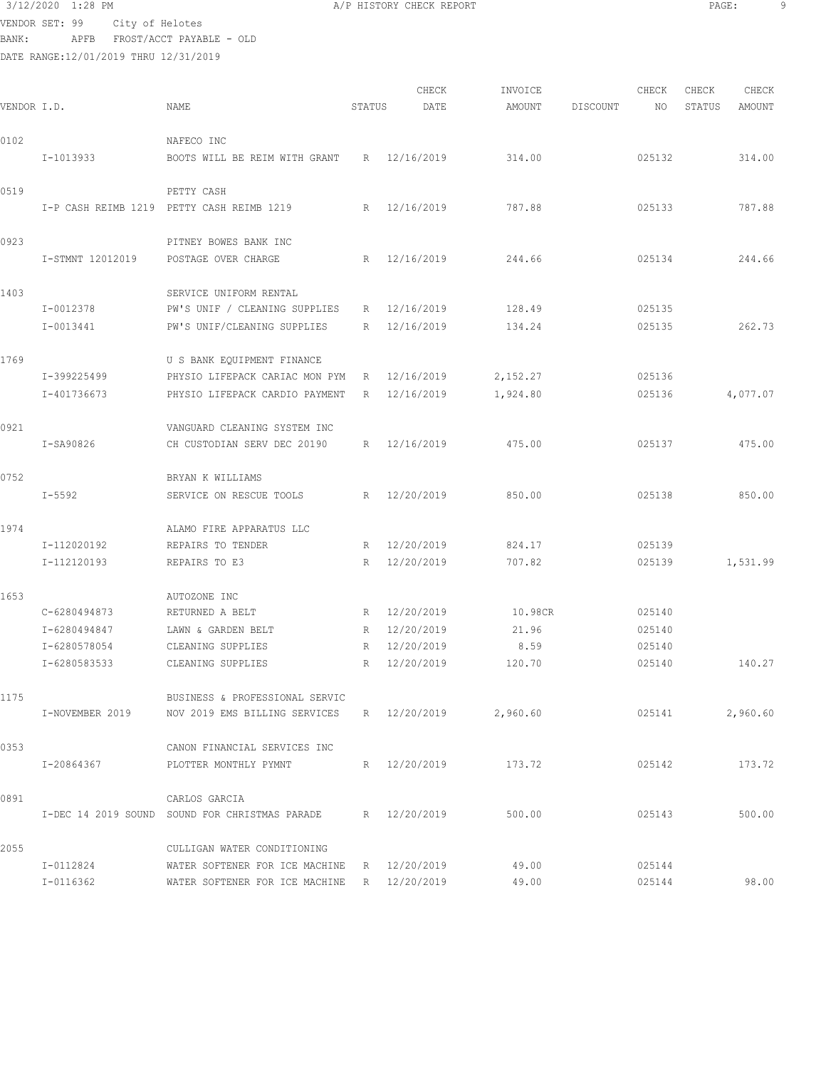3/12/2020 1:28 PM A/P HISTORY CHECK REPORT

VENDOR SET: 99 City of Helotes

BANK: APFB FROST/ACCT PAYABLE - OLD

DATE RANGE:12/01/2019 THRU 12/31/2019

| VENDOR I.D. | NAME | STATUS | CHECK DATE | INVOICE AMOUNT | DISCOUNT | CHECK NO | CHECK STATUS | CHECK AMOUNT |
|---|---|---|---|---|---|---|---|---|
| 0102 | NAFECO INC | | | | | | | |
| I-1013933 | BOOTS WILL BE REIM WITH GRANT | R | 12/16/2019 | 314.00 | | 025132 | | 314.00 |
| 0519 | PETTY CASH | | | | | | | |
| I-P CASH REIMB 1219 | PETTY CASH REIMB 1219 | R | 12/16/2019 | 787.88 | | 025133 | | 787.88 |
| 0923 | PITNEY BOWES BANK INC | | | | | | | |
| I-STMNT 12012019 | POSTAGE OVER CHARGE | R | 12/16/2019 | 244.66 | | 025134 | | 244.66 |
| 1403 | SERVICE UNIFORM RENTAL | | | | | | | |
| I-0012378 | PW'S UNIF / CLEANING SUPPLIES | R | 12/16/2019 | 128.49 | | 025135 | | |
| I-0013441 | PW'S UNIF/CLEANING SUPPLIES | R | 12/16/2019 | 134.24 | | 025135 | | 262.73 |
| 1769 | U S BANK EQUIPMENT FINANCE | | | | | | | |
| I-399225499 | PHYSIO LIFEPACK CARIAC MON PYM | R | 12/16/2019 | 2,152.27 | | 025136 | | |
| I-401736673 | PHYSIO LIFEPACK CARDIO PAYMENT | R | 12/16/2019 | 1,924.80 | | 025136 | | 4,077.07 |
| 0921 | VANGUARD CLEANING SYSTEM INC | | | | | | | |
| I-SA90826 | CH CUSTODIAN SERV DEC 20190 | R | 12/16/2019 | 475.00 | | 025137 | | 475.00 |
| 0752 | BRYAN K WILLIAMS | | | | | | | |
| I-5592 | SERVICE ON RESCUE TOOLS | R | 12/20/2019 | 850.00 | | 025138 | | 850.00 |
| 1974 | ALAMO FIRE APPARATUS LLC | | | | | | | |
| I-112020192 | REPAIRS TO TENDER | R | 12/20/2019 | 824.17 | | 025139 | | |
| I-112120193 | REPAIRS TO E3 | R | 12/20/2019 | 707.82 | | 025139 | | 1,531.99 |
| 1653 | AUTOZONE INC | | | | | | | |
| C-6280494873 | RETURNED A BELT | R | 12/20/2019 | 10.98CR | | 025140 | | |
| I-6280494847 | LAWN & GARDEN BELT | R | 12/20/2019 | 21.96 | | 025140 | | |
| I-6280578054 | CLEANING SUPPLIES | R | 12/20/2019 | 8.59 | | 025140 | | |
| I-6280583533 | CLEANING SUPPLIES | R | 12/20/2019 | 120.70 | | 025140 | | 140.27 |
| 1175 | BUSINESS & PROFESSIONAL SERVIC | | | | | | | |
| I-NOVEMBER 2019 | NOV 2019 EMS BILLING SERVICES | R | 12/20/2019 | 2,960.60 | | 025141 | | 2,960.60 |
| 0353 | CANON FINANCIAL SERVICES INC | | | | | | | |
| I-20864367 | PLOTTER MONTHLY PYMNT | R | 12/20/2019 | 173.72 | | 025142 | | 173.72 |
| 0891 | CARLOS GARCIA | | | | | | | |
| I-DEC 14 2019 SOUND | SOUND FOR CHRISTMAS PARADE | R | 12/20/2019 | 500.00 | | 025143 | | 500.00 |
| 2055 | CULLIGAN WATER CONDITIONING | | | | | | | |
| I-0112824 | WATER SOFTENER FOR ICE MACHINE | R | 12/20/2019 | 49.00 | | 025144 | | |
| I-0116362 | WATER SOFTENER FOR ICE MACHINE | R | 12/20/2019 | 49.00 | | 025144 | | 98.00 |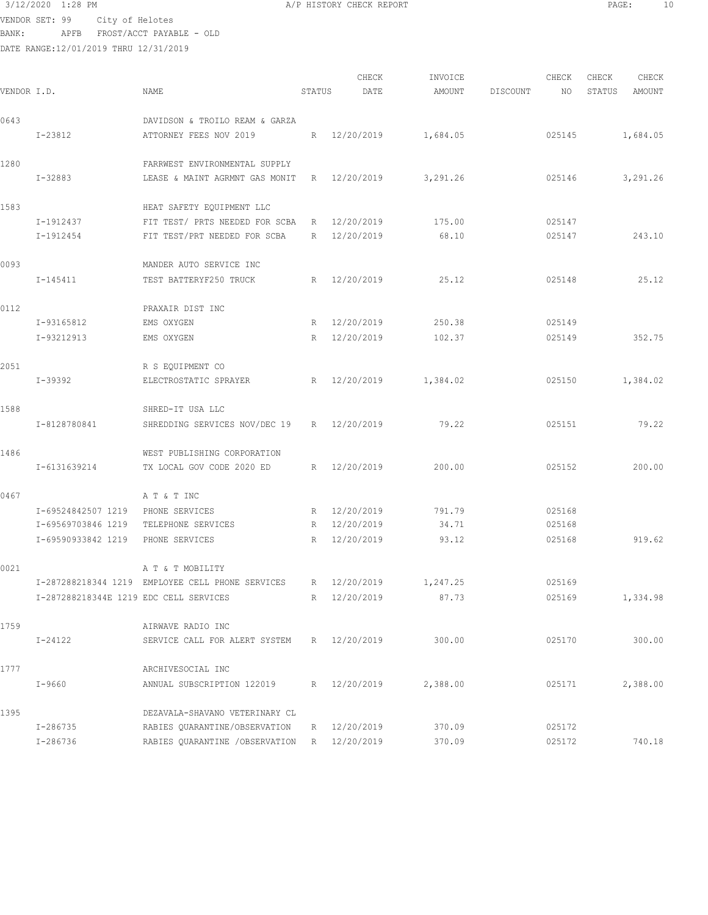3/12/2020 1:28 PM A/P HISTORY CHECK REPORT

VENDOR SET: 99 City of Helotes
BANK: APFB FROST/ACCT PAYABLE - OLD
DATE RANGE:12/01/2019 THRU 12/31/2019

| VENDOR I.D. | NAME | STATUS | CHECK DATE | INVOICE AMOUNT | DISCOUNT | CHECK NO | CHECK STATUS | CHECK AMOUNT |
|---|---|---|---|---|---|---|---|---|
| 0643 | DAVIDSON & TROILO REAM & GARZA | | | | | | | |
| I-23812 | ATTORNEY FEES NOV 2019 | R | 12/20/2019 | 1,684.05 | | 025145 | | 1,684.05 |
| 1280 | FARRWEST ENVIRONMENTAL SUPPLY | | | | | | | |
| I-32883 | LEASE & MAINT AGRMNT GAS MONIT | R | 12/20/2019 | 3,291.26 | | 025146 | | 3,291.26 |
| 1583 | HEAT SAFETY EQUIPMENT LLC | | | | | | | |
| I-1912437 | FIT TEST/ PRTS NEEDED FOR SCBA | R | 12/20/2019 | 175.00 | | 025147 | | |
| I-1912454 | FIT TEST/PRT NEEDED FOR SCBA | R | 12/20/2019 | 68.10 | | 025147 | | 243.10 |
| 0093 | MANDER AUTO SERVICE INC | | | | | | | |
| I-145411 | TEST BATTERYF250 TRUCK | R | 12/20/2019 | 25.12 | | 025148 | | 25.12 |
| 0112 | PRAXAIR DIST INC | | | | | | | |
| I-93165812 | EMS OXYGEN | R | 12/20/2019 | 250.38 | | 025149 | | |
| I-93212913 | EMS OXYGEN | R | 12/20/2019 | 102.37 | | 025149 | | 352.75 |
| 2051 | R S EQUIPMENT CO | | | | | | | |
| I-39392 | ELECTROSTATIC SPRAYER | R | 12/20/2019 | 1,384.02 | | 025150 | | 1,384.02 |
| 1588 | SHRED-IT USA LLC | | | | | | | |
| I-8128780841 | SHREDDING SERVICES NOV/DEC 19 | R | 12/20/2019 | 79.22 | | 025151 | | 79.22 |
| 1486 | WEST PUBLISHING CORPORATION | | | | | | | |
| I-6131639214 | TX LOCAL GOV CODE 2020 ED | R | 12/20/2019 | 200.00 | | 025152 | | 200.00 |
| 0467 | A T & T INC | | | | | | | |
| I-69524842507 1219 | PHONE SERVICES | R | 12/20/2019 | 791.79 | | 025168 | | |
| I-69569703846 1219 | TELEPHONE SERVICES | R | 12/20/2019 | 34.71 | | 025168 | | |
| I-69590933842 1219 | PHONE SERVICES | R | 12/20/2019 | 93.12 | | 025168 | | 919.62 |
| 0021 | A T & T MOBILITY | | | | | | | |
| I-287288218344 1219 | EMPLOYEE CELL PHONE SERVICES | R | 12/20/2019 | 1,247.25 | | 025169 | | |
| I-287288218344E 1219 | EDC CELL SERVICES | R | 12/20/2019 | 87.73 | | 025169 | | 1,334.98 |
| 1759 | AIRWAVE RADIO INC | | | | | | | |
| I-24122 | SERVICE CALL FOR ALERT SYSTEM | R | 12/20/2019 | 300.00 | | 025170 | | 300.00 |
| 1777 | ARCHIVESOCIAL INC | | | | | | | |
| I-9660 | ANNUAL SUBSCRIPTION 122019 | R | 12/20/2019 | 2,388.00 | | 025171 | | 2,388.00 |
| 1395 | DEZAVALA-SHAVANO VETERINARY CL | | | | | | | |
| I-286735 | RABIES QUARANTINE/OBSERVATION | R | 12/20/2019 | 370.09 | | 025172 | | |
| I-286736 | RABIES QUARANTINE /OBSERVATION | R | 12/20/2019 | 370.09 | | 025172 | | 740.18 |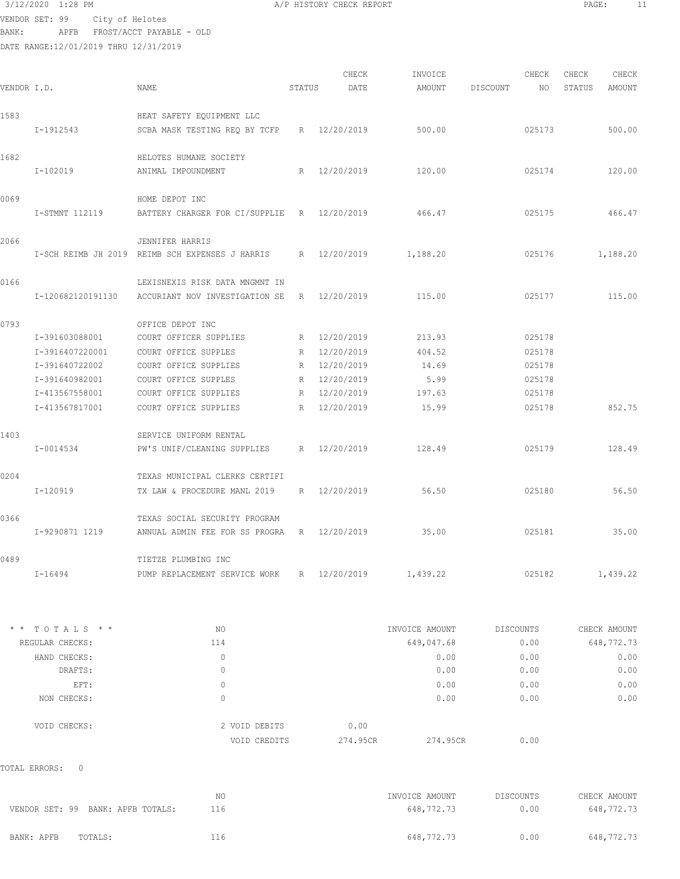VENDOR SET: 99 City of Helotes
BANK: APFB FROST/ACCT PAYABLE - OLD
DATE RANGE:12/01/2019 THRU 12/31/2019

## A/P HISTORY CHECK REPORT

| VENDOR I.D. | NAME | STATUS | CHECK DATE | INVOICE AMOUNT | DISCOUNT | CHECK NO | CHECK STATUS | CHECK AMOUNT |
|---|---|---|---|---|---|---|---|---|
| 1583 | HEAT SAFETY EQUIPMENT LLC | | | | | | | |
| I-1912543 | SCBA MASK TESTING REQ BY TCFP | R | 12/20/2019 | 500.00 | | 025173 | | 500.00 |
| 1682 | HELOTES HUMANE SOCIETY | | | | | | | |
| I-102019 | ANIMAL IMPOUNDMENT | R | 12/20/2019 | 120.00 | | 025174 | | 120.00 |
| 0069 | HOME DEPOT INC | | | | | | | |
| I-STMNT 112119 | BATTERY CHARGER FOR CI/SUPPLIE | R | 12/20/2019 | 466.47 | | 025175 | | 466.47 |
| 2066 | JENNIFER HARRIS | | | | | | | |
| I-SCH REIMB JH 2019 | REIMB SCH EXPENSES J HARRIS | R | 12/20/2019 | 1,188.20 | | 025176 | | 1,188.20 |
| 0166 | LEXISNEXIS RISK DATA MNGMNT IN | | | | | | | |
| I-120682120191130 | ACCURIANT NOV INVESTIGATION SE | R | 12/20/2019 | 115.00 | | 025177 | | 115.00 |
| 0793 | OFFICE DEPOT INC | | | | | | | |
| I-391603088001 | COURT OFFICER SUPPLIES | R | 12/20/2019 | 213.93 | | 025178 | | |
| I-3916407220001 | COURT OFFICE SUPPLES | R | 12/20/2019 | 404.52 | | 025178 | | |
| I-391640722002 | COURT OFFICE SUPPLIES | R | 12/20/2019 | 14.69 | | 025178 | | |
| I-391640982001 | COURT OFFICE SUPPLES | R | 12/20/2019 | 5.99 | | 025178 | | |
| I-413567558001 | COURT OFFICE SUPPLIES | R | 12/20/2019 | 197.63 | | 025178 | | |
| I-413567817001 | COURT OFFICE SUPPLIES | R | 12/20/2019 | 15.99 | | 025178 | | 852.75 |
| 1403 | SERVICE UNIFORM RENTAL | | | | | | | |
| I-0014534 | PW'S UNIF/CLEANING SUPPLIES | R | 12/20/2019 | 128.49 | | 025179 | | 128.49 |
| 0204 | TEXAS MUNICIPAL CLERKS CERTIFI | | | | | | | |
| I-120919 | TX LAW & PROCEDURE MANL 2019 | R | 12/20/2019 | 56.50 | | 025180 | | 56.50 |
| 0366 | TEXAS SOCIAL SECURITY PROGRAM | | | | | | | |
| I-9290871 1219 | ANNUAL ADMIN FEE FOR SS PROGRA | R | 12/20/2019 | 35.00 | | 025181 | | 35.00 |
| 0489 | TIETZE PLUMBING INC | | | | | | | |
| I-16494 | PUMP REPLACEMENT SERVICE WORK | R | 12/20/2019 | 1,439.22 | | 025182 | | 1,439.22 |

| * * T O T A L S * * | NO | | INVOICE AMOUNT | DISCOUNTS | CHECK AMOUNT |
|---|---|---|---|---|---|
| REGULAR CHECKS: | 114 | | 649,047.68 | 0.00 | 648,772.73 |
| HAND CHECKS: | 0 | | 0.00 | 0.00 | 0.00 |
| DRAFTS: | 0 | | 0.00 | 0.00 | 0.00 |
| EFT: | 0 | | 0.00 | 0.00 | 0.00 |
| NON CHECKS: | 0 | | 0.00 | 0.00 | 0.00 |
| VOID CHECKS: | 2 VOID DEBITS | 0.00 | | | |
| | VOID CREDITS | 274.95CR | 274.95CR | 0.00 | |

TOTAL ERRORS: 0

| | NO | INVOICE AMOUNT | DISCOUNTS | CHECK AMOUNT |
|---|---|---|---|---|
| VENDOR SET: 99 BANK: APFB TOTALS: | 116 | 648,772.73 | 0.00 | 648,772.73 |
| BANK: APFB TOTALS: | 116 | 648,772.73 | 0.00 | 648,772.73 |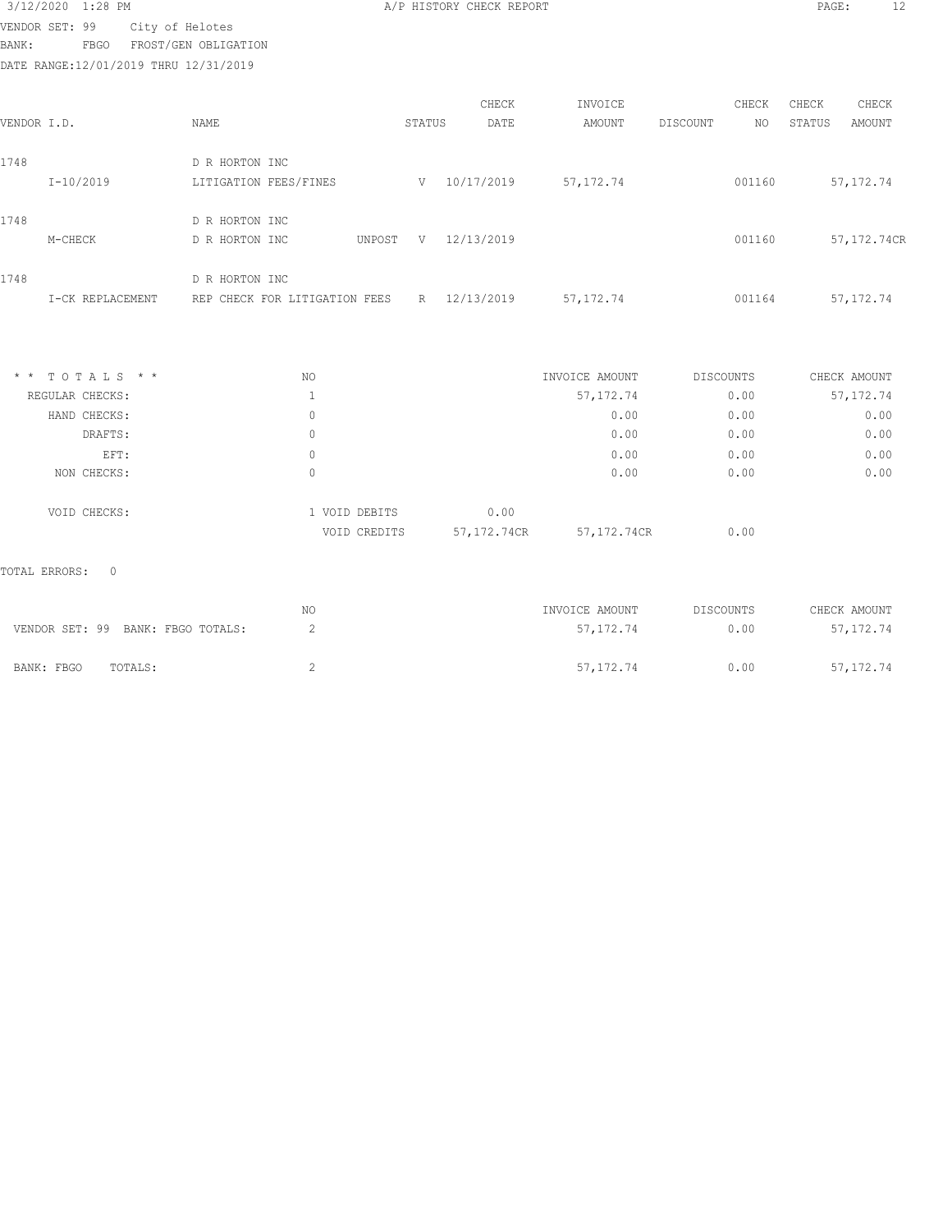3/12/2020 1:28 PM — A/P HISTORY CHECK REPORT

VENDOR SET: 99 City of Helotes
BANK: FBGO FROST/GEN OBLIGATION
DATE RANGE:12/01/2019 THRU 12/31/2019

| VENDOR I.D. | NAME | STATUS | CHECK DATE | INVOICE AMOUNT | DISCOUNT | CHECK NO | CHECK STATUS | CHECK AMOUNT |
|---|---|---|---|---|---|---|---|---|
| 1748 | D R HORTON INC | | | | | | | |
| I-10/2019 | LITIGATION FEES/FINES | V | 10/17/2019 | 57,172.74 | | 001160 | | 57,172.74 |
| 1748 | D R HORTON INC | | | | | | | |
| M-CHECK | D R HORTON INC UNPOST | V | 12/13/2019 | | | 001160 | | 57,172.74CR |
| 1748 | D R HORTON INC | | | | | | | |
| I-CK REPLACEMENT | REP CHECK FOR LITIGATION FEES | R | 12/13/2019 | 57,172.74 | | 001164 | | 57,172.74 |

| * * TOTALS * * | NO | | | INVOICE AMOUNT | DISCOUNTS | CHECK AMOUNT |
|---|---|---|---|---|---|---|
| REGULAR CHECKS: | 1 | | | 57,172.74 | 0.00 | 57,172.74 |
| HAND CHECKS: | 0 | | | 0.00 | 0.00 | 0.00 |
| DRAFTS: | 0 | | | 0.00 | 0.00 | 0.00 |
| EFT: | 0 | | | 0.00 | 0.00 | 0.00 |
| NON CHECKS: | 0 | | | 0.00 | 0.00 | 0.00 |
| VOID CHECKS: | 1 | VOID DEBITS | 0.00 | | | |
| | | VOID CREDITS | 57,172.74CR | 57,172.74CR | 0.00 | |

TOTAL ERRORS: 0

| | NO | INVOICE AMOUNT | DISCOUNTS | CHECK AMOUNT |
|---|---|---|---|---|
| VENDOR SET: 99 BANK: FBGO TOTALS: | 2 | 57,172.74 | 0.00 | 57,172.74 |
| BANK: FBGO TOTALS: | 2 | 57,172.74 | 0.00 | 57,172.74 |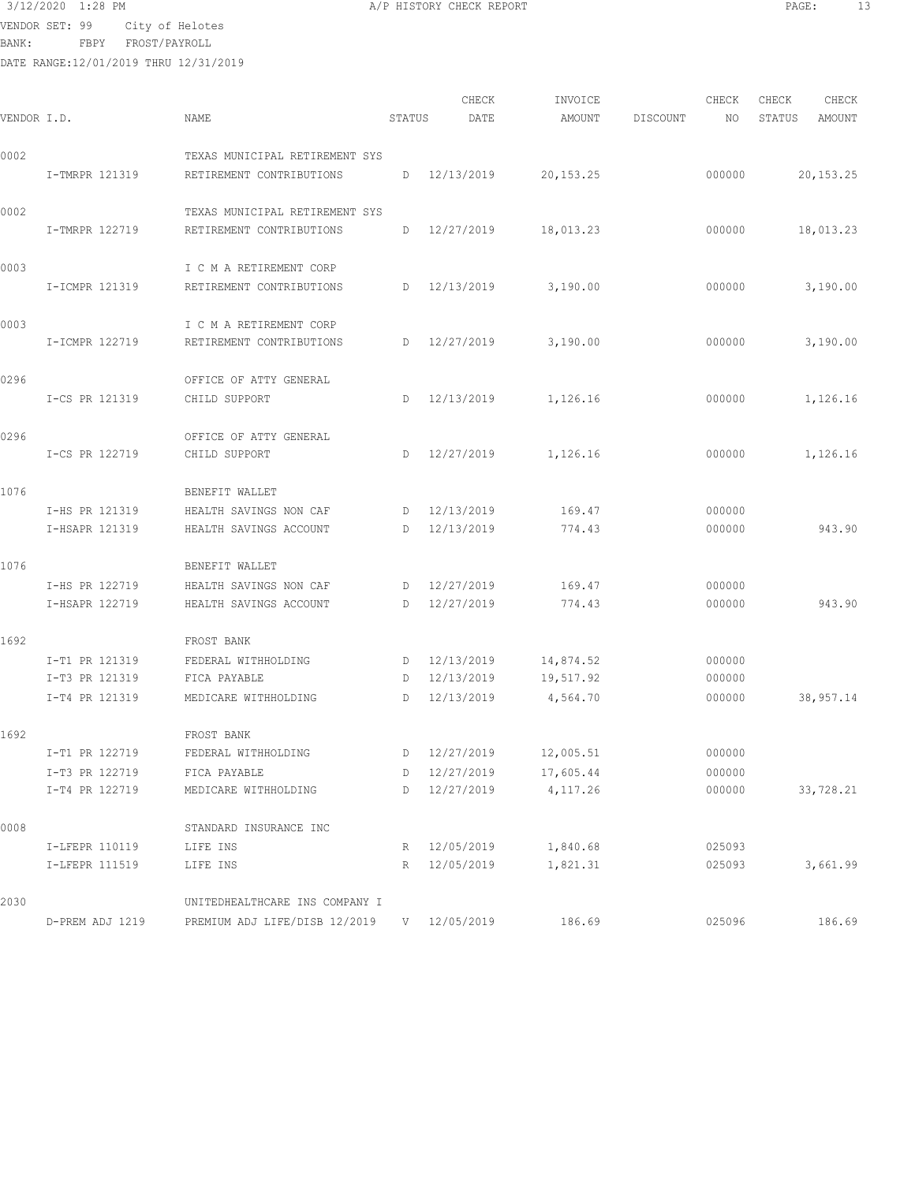3/12/2020 1:28 PM A/P HISTORY CHECK REPORT

VENDOR SET: 99 City of Helotes
BANK: FBPY FROST/PAYROLL
DATE RANGE:12/01/2019 THRU 12/31/2019

| VENDOR I.D. | NAME | STATUS | CHECK DATE | INVOICE AMOUNT | DISCOUNT | CHECK NO | CHECK STATUS | CHECK AMOUNT |
|---|---|---|---|---|---|---|---|---|
| 0002 | TEXAS MUNICIPAL RETIREMENT SYS | | | | | | | |
| I-TMRPR 121319 | RETIREMENT CONTRIBUTIONS | D | 12/13/2019 | 20,153.25 | | 000000 | | 20,153.25 |
| 0002 | TEXAS MUNICIPAL RETIREMENT SYS | | | | | | | |
| I-TMRPR 122719 | RETIREMENT CONTRIBUTIONS | D | 12/27/2019 | 18,013.23 | | 000000 | | 18,013.23 |
| 0003 | I C M A RETIREMENT CORP | | | | | | | |
| I-ICMPR 121319 | RETIREMENT CONTRIBUTIONS | D | 12/13/2019 | 3,190.00 | | 000000 | | 3,190.00 |
| 0003 | I C M A RETIREMENT CORP | | | | | | | |
| I-ICMPR 122719 | RETIREMENT CONTRIBUTIONS | D | 12/27/2019 | 3,190.00 | | 000000 | | 3,190.00 |
| 0296 | OFFICE OF ATTY GENERAL | | | | | | | |
| I-CS PR 121319 | CHILD SUPPORT | D | 12/13/2019 | 1,126.16 | | 000000 | | 1,126.16 |
| 0296 | OFFICE OF ATTY GENERAL | | | | | | | |
| I-CS PR 122719 | CHILD SUPPORT | D | 12/27/2019 | 1,126.16 | | 000000 | | 1,126.16 |
| 1076 | BENEFIT WALLET | | | | | | | |
| I-HS PR 121319 | HEALTH SAVINGS NON CAF | D | 12/13/2019 | 169.47 | | 000000 | | |
| I-HSAPR 121319 | HEALTH SAVINGS ACCOUNT | D | 12/13/2019 | 774.43 | | 000000 | | 943.90 |
| 1076 | BENEFIT WALLET | | | | | | | |
| I-HS PR 122719 | HEALTH SAVINGS NON CAF | D | 12/27/2019 | 169.47 | | 000000 | | |
| I-HSAPR 122719 | HEALTH SAVINGS ACCOUNT | D | 12/27/2019 | 774.43 | | 000000 | | 943.90 |
| 1692 | FROST BANK | | | | | | | |
| I-T1 PR 121319 | FEDERAL WITHHOLDING | D | 12/13/2019 | 14,874.52 | | 000000 | | |
| I-T3 PR 121319 | FICA PAYABLE | D | 12/13/2019 | 19,517.92 | | 000000 | | |
| I-T4 PR 121319 | MEDICARE WITHHOLDING | D | 12/13/2019 | 4,564.70 | | 000000 | | 38,957.14 |
| 1692 | FROST BANK | | | | | | | |
| I-T1 PR 122719 | FEDERAL WITHHOLDING | D | 12/27/2019 | 12,005.51 | | 000000 | | |
| I-T3 PR 122719 | FICA PAYABLE | D | 12/27/2019 | 17,605.44 | | 000000 | | |
| I-T4 PR 122719 | MEDICARE WITHHOLDING | D | 12/27/2019 | 4,117.26 | | 000000 | | 33,728.21 |
| 0008 | STANDARD INSURANCE INC | | | | | | | |
| I-LFEPR 110119 | LIFE INS | R | 12/05/2019 | 1,840.68 | | 025093 | | |
| I-LFEPR 111519 | LIFE INS | R | 12/05/2019 | 1,821.31 | | 025093 | | 3,661.99 |
| 2030 | UNITEDHEALTHCARE INS COMPANY I | | | | | | | |
| D-PREM ADJ 1219 | PREMIUM ADJ LIFE/DISB 12/2019 | V | 12/05/2019 | 186.69 | | 025096 | | 186.69 |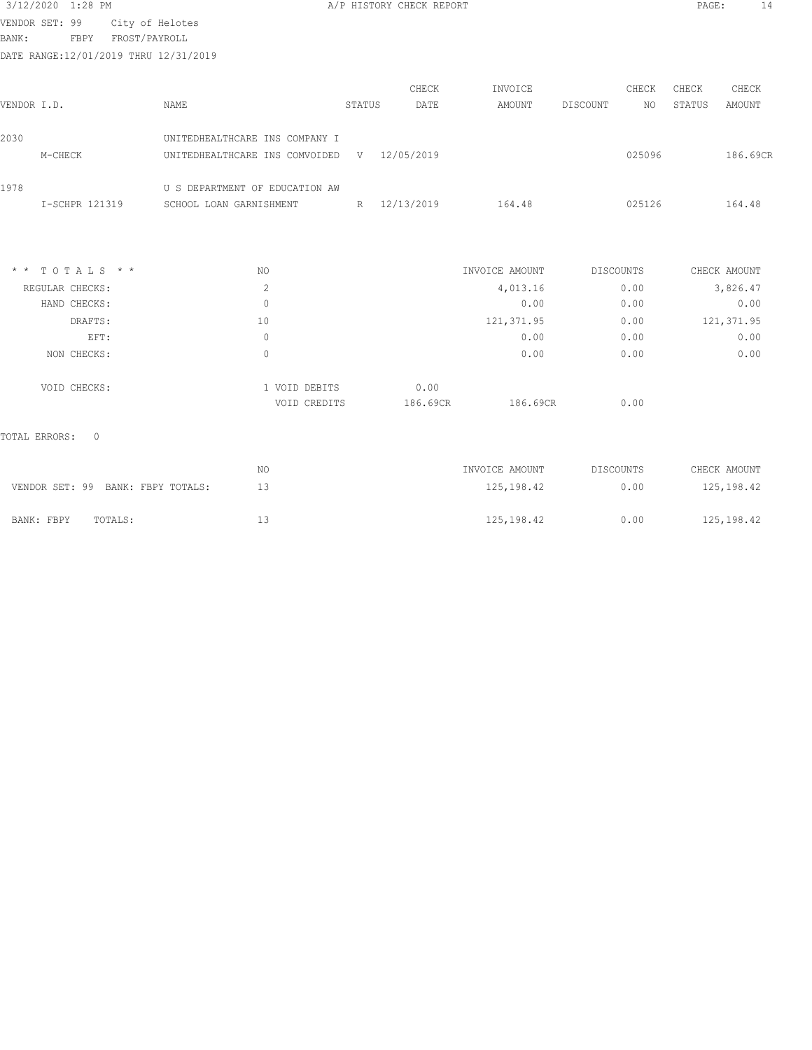VENDOR SET: 99 City of Helotes
BANK: FBPY FROST/PAYROLL
DATE RANGE:12/01/2019 THRU 12/31/2019

| VENDOR I.D. | NAME | STATUS | CHECK DATE | INVOICE AMOUNT | DISCOUNT | CHECK NO | CHECK STATUS | CHECK AMOUNT |
|---|---|---|---|---|---|---|---|---|
| 2030 | UNITEDHEALTHCARE INS COMPANY I | | | | | | | |
| M-CHECK | UNITEDHEALTHCARE INS COMVOIDED | V | 12/05/2019 | | | 025096 | | 186.69CR |
| 1978 | U S DEPARTMENT OF EDUCATION AW | | | | | | | |
| I-SCHPR 121319 | SCHOOL LOAN GARNISHMENT | R | 12/13/2019 | 164.48 | | 025126 | | 164.48 |

| * * T O T A L S * * | NO | | | INVOICE AMOUNT | DISCOUNTS | CHECK AMOUNT |
|---|---|---|---|---|---|---|
| REGULAR CHECKS: | 2 | | | 4,013.16 | 0.00 | 3,826.47 |
| HAND CHECKS: | 0 | | | 0.00 | 0.00 | 0.00 |
| DRAFTS: | 10 | | | 121,371.95 | 0.00 | 121,371.95 |
| EFT: | 0 | | | 0.00 | 0.00 | 0.00 |
| NON CHECKS: | 0 | | | 0.00 | 0.00 | 0.00 |
| VOID CHECKS: | 1 | VOID DEBITS | 0.00 | | | |
| | | VOID CREDITS | 186.69CR | 186.69CR | 0.00 | |

TOTAL ERRORS: 0

| | NO | INVOICE AMOUNT | DISCOUNTS | CHECK AMOUNT |
|---|---|---|---|---|
| VENDOR SET: 99 BANK: FBPY TOTALS: | 13 | 125,198.42 | 0.00 | 125,198.42 |
| BANK: FBPY TOTALS: | 13 | 125,198.42 | 0.00 | 125,198.42 |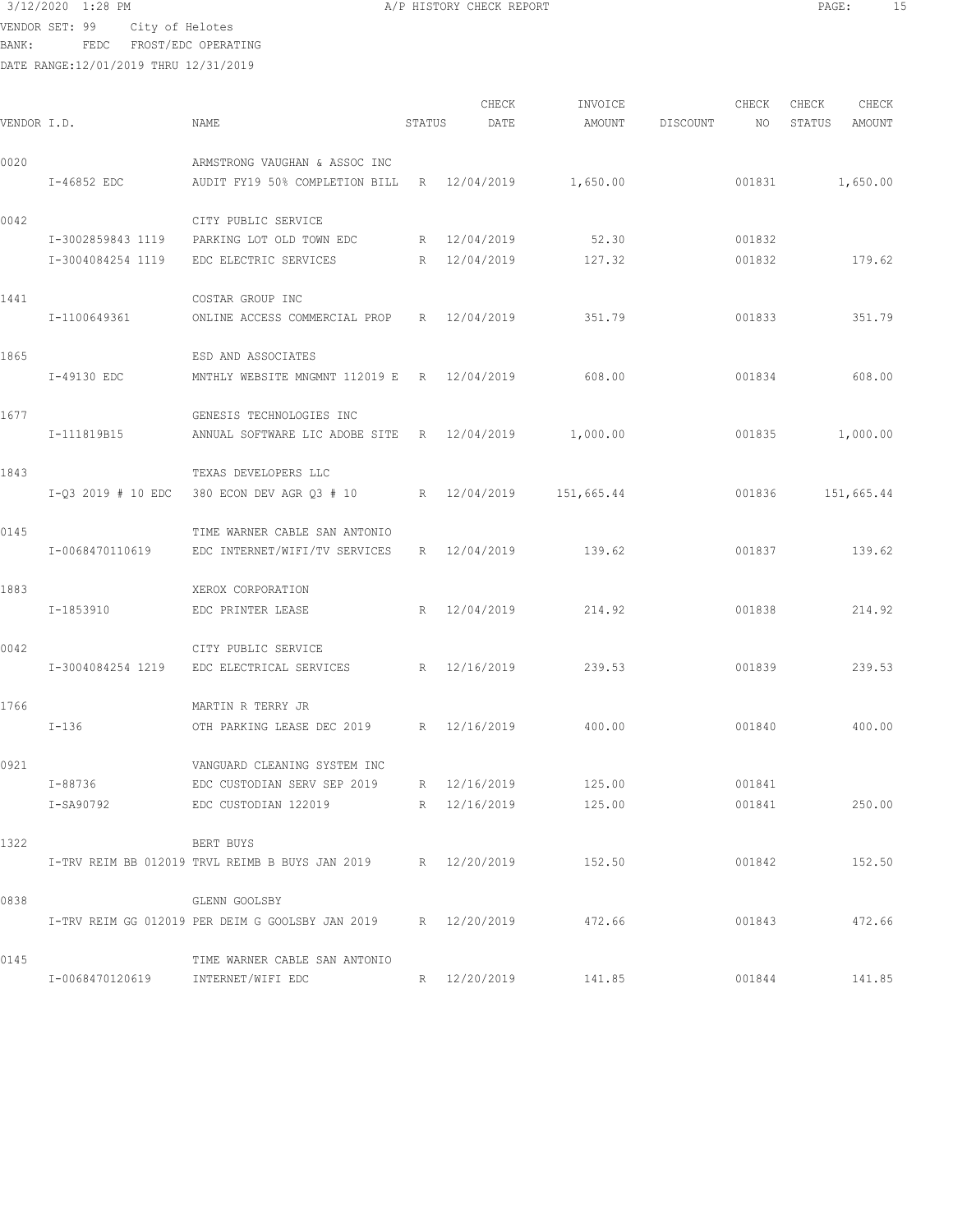3/12/2020 1:28 PM A/P HISTORY CHECK REPORT

VENDOR SET: 99 City of Helotes
BANK: FEDC FROST/EDC OPERATING
DATE RANGE:12/01/2019 THRU 12/31/2019

| VENDOR I.D. | NAME | STATUS | CHECK DATE | INVOICE AMOUNT | DISCOUNT | CHECK NO | CHECK STATUS | CHECK AMOUNT |
|---|---|---|---|---|---|---|---|---|
| 0020 | ARMSTRONG VAUGHAN & ASSOC INC | | | | | | | |
| I-46852 EDC | AUDIT FY19 50% COMPLETION BILL | R | 12/04/2019 | 1,650.00 | | 001831 | | 1,650.00 |
| 0042 | CITY PUBLIC SERVICE | | | | | | | |
| I-3002859843 1119 | PARKING LOT OLD TOWN EDC | R | 12/04/2019 | 52.30 | | 001832 | | |
| I-3004084254 1119 | EDC ELECTRIC SERVICES | R | 12/04/2019 | 127.32 | | 001832 | | 179.62 |
| 1441 | COSTAR GROUP INC | | | | | | | |
| I-1100649361 | ONLINE ACCESS COMMERCIAL PROP | R | 12/04/2019 | 351.79 | | 001833 | | 351.79 |
| 1865 | ESD AND ASSOCIATES | | | | | | | |
| I-49130 EDC | MNTHLY WEBSITE MNGMNT 112019 E | R | 12/04/2019 | 608.00 | | 001834 | | 608.00 |
| 1677 | GENESIS TECHNOLOGIES INC | | | | | | | |
| I-111819B15 | ANNUAL SOFTWARE LIC ADOBE SITE | R | 12/04/2019 | 1,000.00 | | 001835 | | 1,000.00 |
| 1843 | TEXAS DEVELOPERS LLC | | | | | | | |
| I-Q3 2019 # 10 EDC | 380 ECON DEV AGR Q3 # 10 | R | 12/04/2019 | 151,665.44 | | 001836 | | 151,665.44 |
| 0145 | TIME WARNER CABLE SAN ANTONIO | | | | | | | |
| I-0068470110619 | EDC INTERNET/WIFI/TV SERVICES | R | 12/04/2019 | 139.62 | | 001837 | | 139.62 |
| 1883 | XEROX CORPORATION | | | | | | | |
| I-1853910 | EDC PRINTER LEASE | R | 12/04/2019 | 214.92 | | 001838 | | 214.92 |
| 0042 | CITY PUBLIC SERVICE | | | | | | | |
| I-3004084254 1219 | EDC ELECTRICAL SERVICES | R | 12/16/2019 | 239.53 | | 001839 | | 239.53 |
| 1766 | MARTIN R TERRY JR | | | | | | | |
| I-136 | OTH PARKING LEASE DEC 2019 | R | 12/16/2019 | 400.00 | | 001840 | | 400.00 |
| 0921 | VANGUARD CLEANING SYSTEM INC | | | | | | | |
| I-88736 | EDC CUSTODIAN SERV SEP 2019 | R | 12/16/2019 | 125.00 | | 001841 | | |
| I-SA90792 | EDC CUSTODIAN 122019 | R | 12/16/2019 | 125.00 | | 001841 | | 250.00 |
| 1322 | BERT BUYS | | | | | | | |
| I-TRV REIM BB 012019 | TRVL REIMB B BUYS JAN 2019 | R | 12/20/2019 | 152.50 | | 001842 | | 152.50 |
| 0838 | GLENN GOOLSBY | | | | | | | |
| I-TRV REIM GG 012019 | PER DEIM G GOOLSBY JAN 2019 | R | 12/20/2019 | 472.66 | | 001843 | | 472.66 |
| 0145 | TIME WARNER CABLE SAN ANTONIO | | | | | | | |
| I-0068470120619 | INTERNET/WIFI EDC | R | 12/20/2019 | 141.85 | | 001844 | | 141.85 |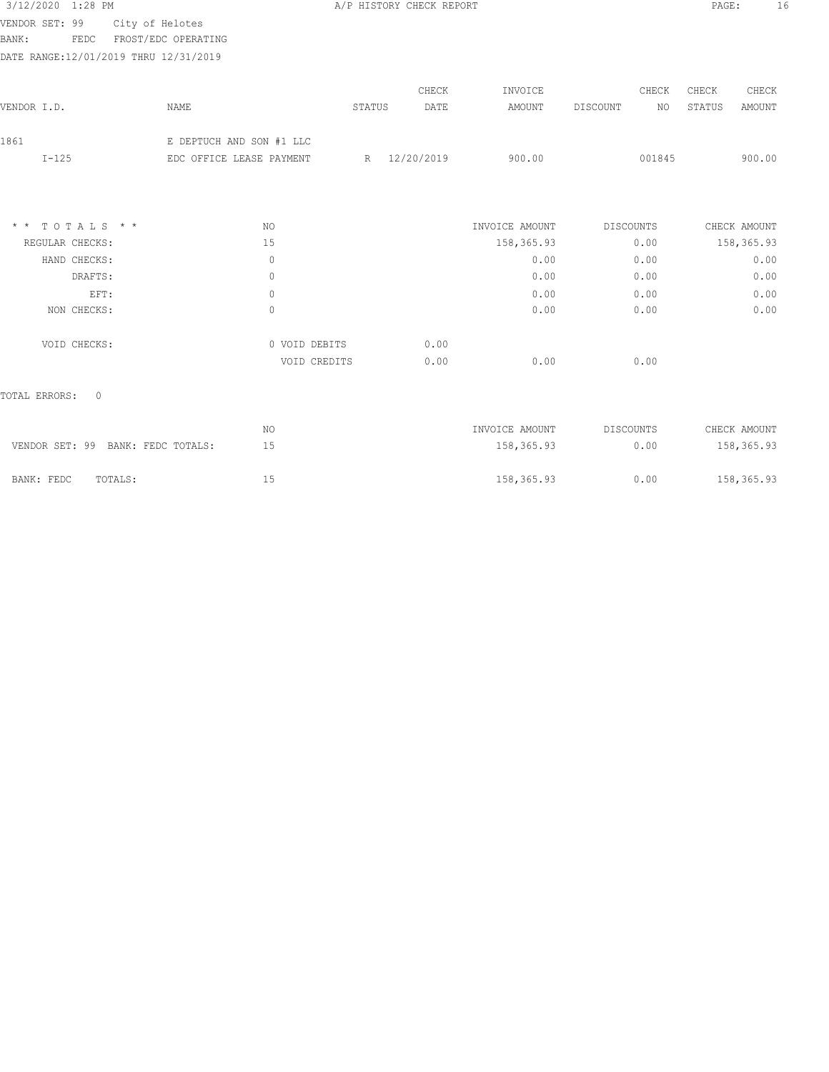VENDOR SET: 99 City of Helotes
BANK: FEDC FROST/EDC OPERATING
DATE RANGE:12/01/2019 THRU 12/31/2019

| VENDOR I.D. | NAME | STATUS | CHECK DATE | INVOICE AMOUNT | DISCOUNT | CHECK NO | CHECK STATUS | CHECK AMOUNT |
|---|---|---|---|---|---|---|---|---|
| 1861 | E DEPTUCH AND SON #1 LLC | | | | | | | |
| I-125 | EDC OFFICE LEASE PAYMENT | R | 12/20/2019 | 900.00 | | 001845 | | 900.00 |

| * * T O T A L S * * | NO | | | INVOICE AMOUNT | DISCOUNTS | CHECK AMOUNT |
|---|---|---|---|---|---|---|
| REGULAR CHECKS: | 15 | | | 158,365.93 | 0.00 | 158,365.93 |
| HAND CHECKS: | 0 | | | 0.00 | 0.00 | 0.00 |
| DRAFTS: | 0 | | | 0.00 | 0.00 | 0.00 |
| EFT: | 0 | | | 0.00 | 0.00 | 0.00 |
| NON CHECKS: | 0 | | | 0.00 | 0.00 | 0.00 |
| VOID CHECKS: | 0 | VOID DEBITS | 0.00 | | | |
| | | VOID CREDITS | 0.00 | 0.00 | 0.00 | |

TOTAL ERRORS: 0

| | NO | INVOICE AMOUNT | DISCOUNTS | CHECK AMOUNT |
|---|---|---|---|---|
| VENDOR SET: 99 BANK: FEDC TOTALS: | 15 | 158,365.93 | 0.00 | 158,365.93 |
| BANK: FEDC TOTALS: | 15 | 158,365.93 | 0.00 | 158,365.93 |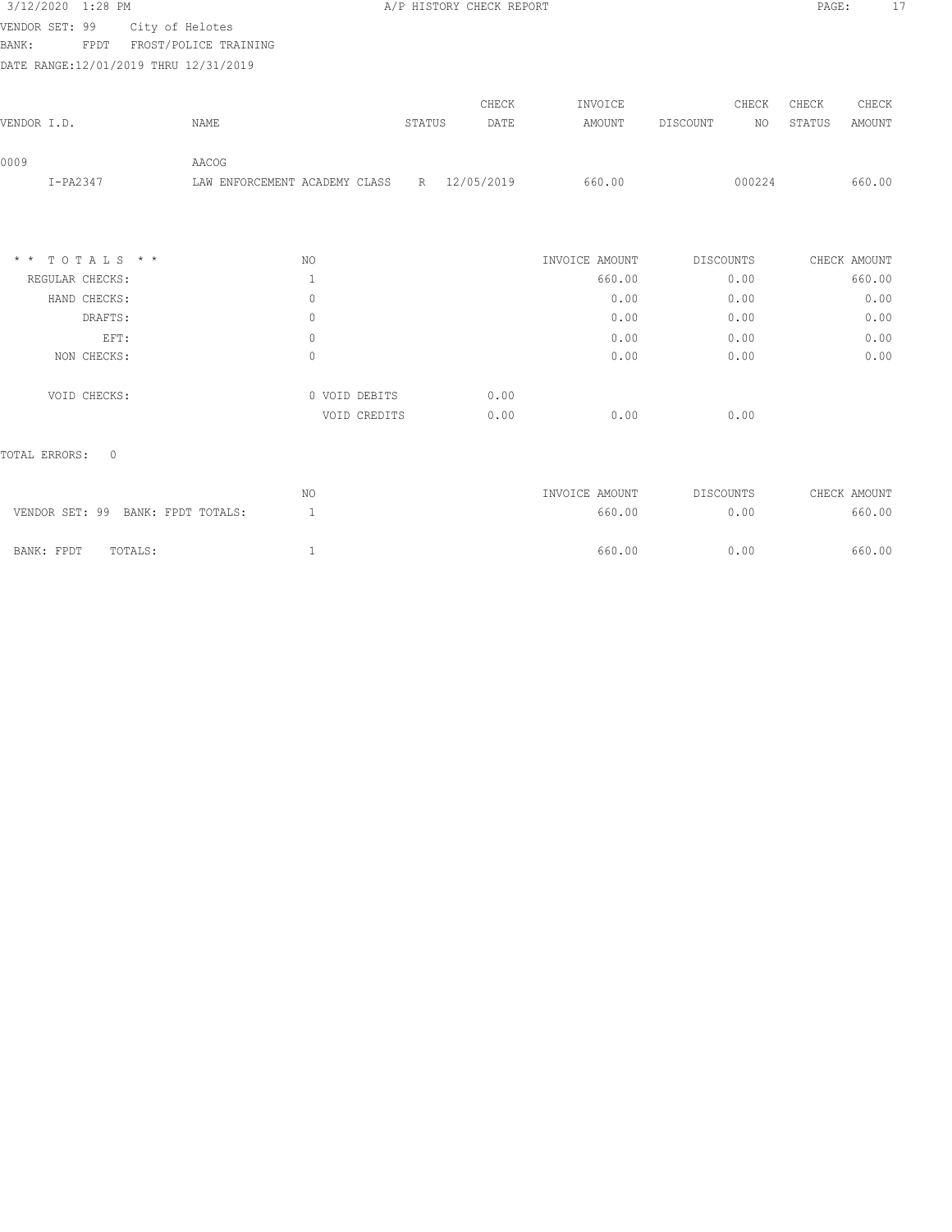A/P HISTORY CHECK REPORT

VENDOR SET: 99 City of Helotes
BANK: FPDT FROST/POLICE TRAINING
DATE RANGE:12/01/2019 THRU 12/31/2019

| VENDOR I.D. | NAME | STATUS | CHECK DATE | INVOICE AMOUNT | DISCOUNT | CHECK NO | CHECK STATUS | CHECK AMOUNT |
|---|---|---|---|---|---|---|---|---|
| 0009 | AACOG | | | | | | | |
| I-PA2347 | LAW ENFORCEMENT ACADEMY CLASS | R | 12/05/2019 | 660.00 | | 000224 | | 660.00 |

| * * T O T A L S * * | NO | | | INVOICE AMOUNT | DISCOUNTS | CHECK AMOUNT |
|---|---|---|---|---|---|---|
| REGULAR CHECKS: | 1 | | | 660.00 | 0.00 | 660.00 |
| HAND CHECKS: | 0 | | | 0.00 | 0.00 | 0.00 |
| DRAFTS: | 0 | | | 0.00 | 0.00 | 0.00 |
| EFT: | 0 | | | 0.00 | 0.00 | 0.00 |
| NON CHECKS: | 0 | | | 0.00 | 0.00 | 0.00 |
| VOID CHECKS: | 0 | VOID DEBITS | 0.00 | | | |
| | | VOID CREDITS | 0.00 | 0.00 | 0.00 | |

TOTAL ERRORS: 0

| | NO | INVOICE AMOUNT | DISCOUNTS | CHECK AMOUNT |
|---|---|---|---|---|
| VENDOR SET: 99 BANK: FPDT TOTALS: | 1 | 660.00 | 0.00 | 660.00 |
| BANK: FPDT TOTALS: | 1 | 660.00 | 0.00 | 660.00 |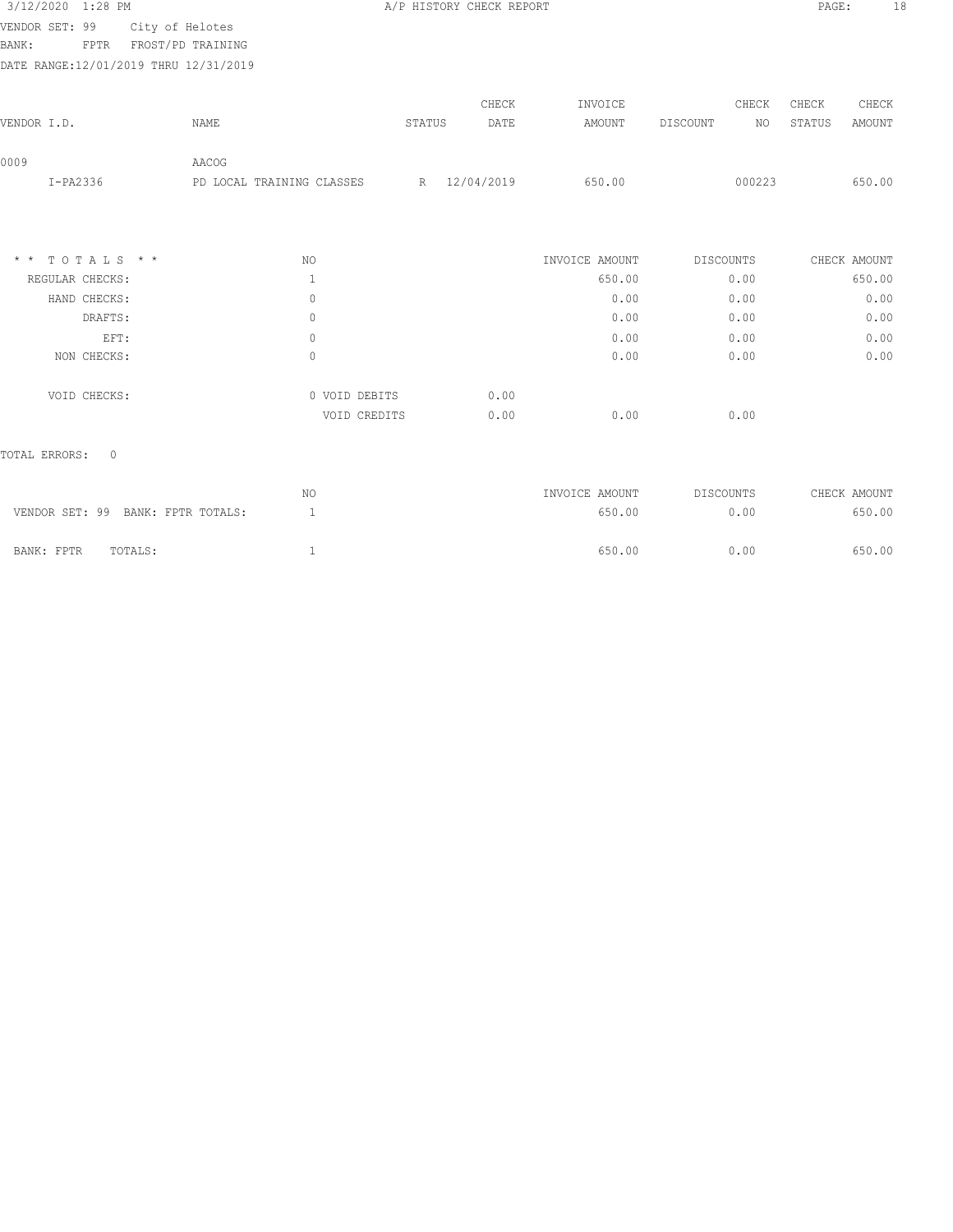VENDOR SET: 99 City of Helotes
BANK: FPTR FROST/PD TRAINING
DATE RANGE:12/01/2019 THRU 12/31/2019

| VENDOR I.D. | NAME | STATUS | CHECK DATE | INVOICE AMOUNT | DISCOUNT | CHECK NO | CHECK STATUS | CHECK AMOUNT |
|---|---|---|---|---|---|---|---|---|
| 0009 | AACOG | | | | | | | |
| I-PA2336 | PD LOCAL TRAINING CLASSES | R | 12/04/2019 | 650.00 | | 000223 | | 650.00 |

| * * T O T A L S * * | NO | | | INVOICE AMOUNT | DISCOUNTS | CHECK AMOUNT |
|---|---|---|---|---|---|---|
| REGULAR CHECKS: | 1 | | | 650.00 | 0.00 | 650.00 |
| HAND CHECKS: | 0 | | | 0.00 | 0.00 | 0.00 |
| DRAFTS: | 0 | | | 0.00 | 0.00 | 0.00 |
| EFT: | 0 | | | 0.00 | 0.00 | 0.00 |
| NON CHECKS: | 0 | | | 0.00 | 0.00 | 0.00 |
| VOID CHECKS: | 0 | VOID DEBITS | 0.00 | | | |
| | | VOID CREDITS | 0.00 | 0.00 | 0.00 | |

TOTAL ERRORS: 0

| | NO | INVOICE AMOUNT | DISCOUNTS | CHECK AMOUNT |
|---|---|---|---|---|
| VENDOR SET: 99 BANK: FPTR TOTALS: | 1 | 650.00 | 0.00 | 650.00 |
| BANK: FPTR TOTALS: | 1 | 650.00 | 0.00 | 650.00 |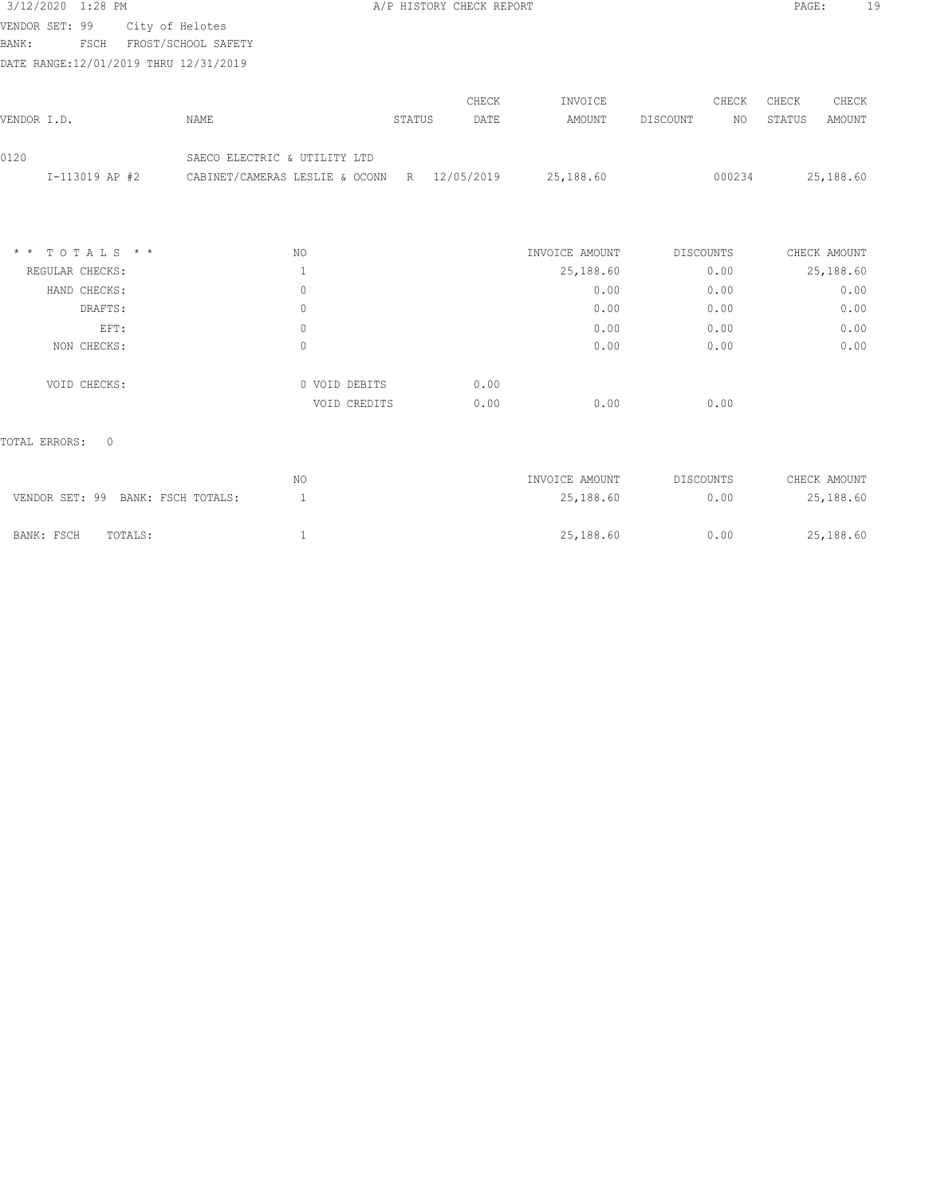A/P HISTORY CHECK REPORT

VENDOR SET: 99 City of Helotes
BANK: FSCH FROST/SCHOOL SAFETY
DATE RANGE:12/01/2019 THRU 12/31/2019

| VENDOR I.D. | NAME | STATUS | CHECK DATE | INVOICE AMOUNT | DISCOUNT | CHECK NO | CHECK STATUS | CHECK AMOUNT |
|---|---|---|---|---|---|---|---|---|
| 0120 | SAECO ELECTRIC & UTILITY LTD | | | | | | | |
| I-113019 AP #2 | CABINET/CAMERAS LESLIE & OCONN | R | 12/05/2019 | 25,188.60 | | 000234 | | 25,188.60 |

| * * T O T A L S * * | NO | | | INVOICE AMOUNT | DISCOUNTS | CHECK AMOUNT |
|---|---|---|---|---|---|---|
| REGULAR CHECKS: | 1 | | | 25,188.60 | 0.00 | 25,188.60 |
| HAND CHECKS: | 0 | | | 0.00 | 0.00 | 0.00 |
| DRAFTS: | 0 | | | 0.00 | 0.00 | 0.00 |
| EFT: | 0 | | | 0.00 | 0.00 | 0.00 |
| NON CHECKS: | 0 | | | 0.00 | 0.00 | 0.00 |
| VOID CHECKS: | 0 | VOID DEBITS | 0.00 | | | |
| | | VOID CREDITS | 0.00 | 0.00 | 0.00 | |

TOTAL ERRORS: 0

| | NO | INVOICE AMOUNT | DISCOUNTS | CHECK AMOUNT |
|---|---|---|---|---|
| VENDOR SET: 99 BANK: FSCH TOTALS: | 1 | 25,188.60 | 0.00 | 25,188.60 |
| BANK: FSCH TOTALS: | 1 | 25,188.60 | 0.00 | 25,188.60 |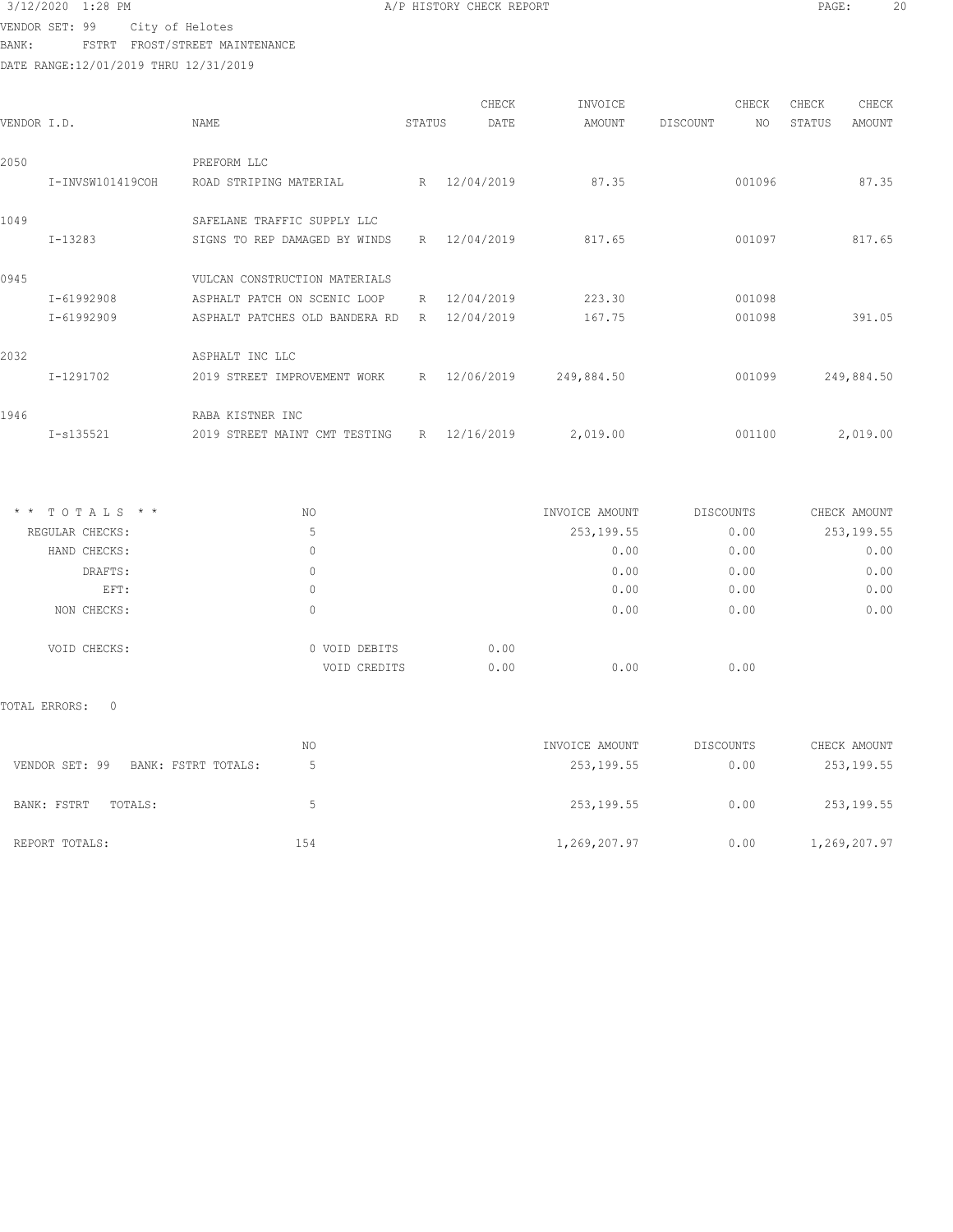VENDOR SET: 99 City of Helotes

BANK: FSTRT FROST/STREET MAINTENANCE

DATE RANGE:12/01/2019 THRU 12/31/2019

| VENDOR I.D. | NAME | STATUS | CHECK DATE | INVOICE AMOUNT | DISCOUNT | CHECK NO | CHECK STATUS | CHECK AMOUNT |
|---|---|---|---|---|---|---|---|---|
| 2050 | PREFORM LLC | | | | | | | |
| I-INVSW101419COH | ROAD STRIPING MATERIAL | R | 12/04/2019 | 87.35 | | 001096 | | 87.35 |
| 1049 | SAFELANE TRAFFIC SUPPLY LLC | | | | | | | |
| I-13283 | SIGNS TO REP DAMAGED BY WINDS | R | 12/04/2019 | 817.65 | | 001097 | | 817.65 |
| 0945 | VULCAN CONSTRUCTION MATERIALS | | | | | | | |
| I-61992908 | ASPHALT PATCH ON SCENIC LOOP | R | 12/04/2019 | 223.30 | | 001098 | | |
| I-61992909 | ASPHALT PATCHES OLD BANDERA RD | R | 12/04/2019 | 167.75 | | 001098 | | 391.05 |
| 2032 | ASPHALT INC LLC | | | | | | | |
| I-1291702 | 2019 STREET IMPROVEMENT WORK | R | 12/06/2019 | 249,884.50 | | 001099 | | 249,884.50 |
| 1946 | RABA KISTNER INC | | | | | | | |
| I-s135521 | 2019 STREET MAINT CMT TESTING | R | 12/16/2019 | 2,019.00 | | 001100 | | 2,019.00 |

| * * T O T A L S * * | NO | | INVOICE AMOUNT | DISCOUNTS | CHECK AMOUNT |
|---|---|---|---|---|---|
| REGULAR CHECKS: | 5 | | 253,199.55 | 0.00 | 253,199.55 |
| HAND CHECKS: | 0 | | 0.00 | 0.00 | 0.00 |
| DRAFTS: | 0 | | 0.00 | 0.00 | 0.00 |
| EFT: | 0 | | 0.00 | 0.00 | 0.00 |
| NON CHECKS: | 0 | | 0.00 | 0.00 | 0.00 |
| VOID CHECKS: | 0 VOID DEBITS | 0.00 | | | |
| | VOID CREDITS | 0.00 | 0.00 | 0.00 | |

TOTAL ERRORS: 0

| | NO | INVOICE AMOUNT | DISCOUNTS | CHECK AMOUNT |
|---|---|---|---|---|
| VENDOR SET: 99 BANK: FSTRT TOTALS: | 5 | 253,199.55 | 0.00 | 253,199.55 |
| BANK: FSTRT TOTALS: | 5 | 253,199.55 | 0.00 | 253,199.55 |
| REPORT TOTALS: | 154 | 1,269,207.97 | 0.00 | 1,269,207.97 |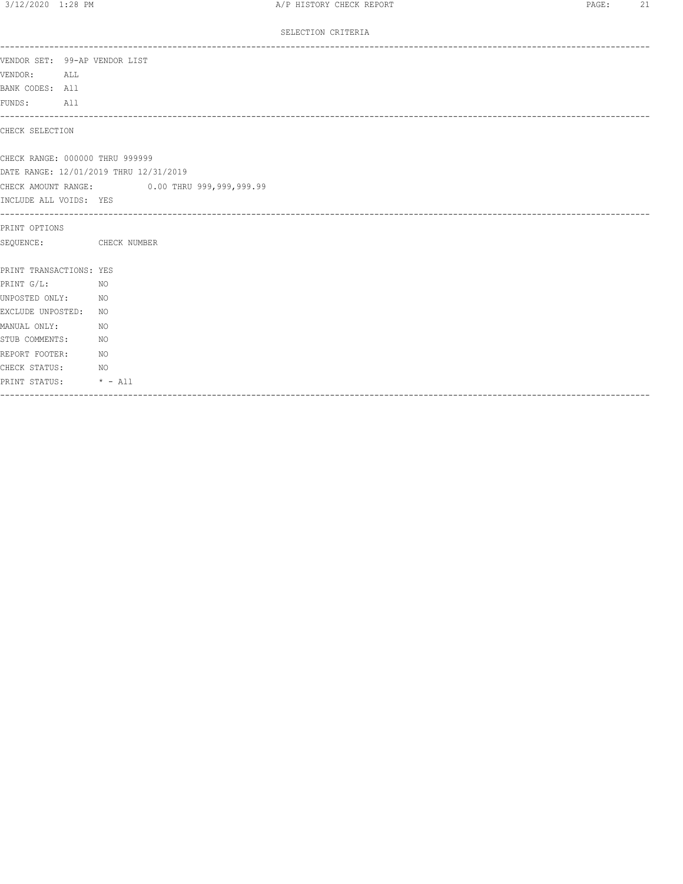## SELECTION CRITERIA

---

VENDOR SET: 99-AP VENDOR LIST
VENDOR: ALL
BANK CODES: All
FUNDS: All

---

CHECK SELECTION

CHECK RANGE: 000000 THRU 999999
DATE RANGE: 12/01/2019 THRU 12/31/2019
CHECK AMOUNT RANGE: 0.00 THRU 999,999,999.99
INCLUDE ALL VOIDS: YES

---

PRINT OPTIONS
SEQUENCE: CHECK NUMBER

PRINT TRANSACTIONS: YES
PRINT G/L: NO
UNPOSTED ONLY: NO
EXCLUDE UNPOSTED: NO
MANUAL ONLY: NO
STUB COMMENTS: NO
REPORT FOOTER: NO
CHECK STATUS: NO
PRINT STATUS: * - All

---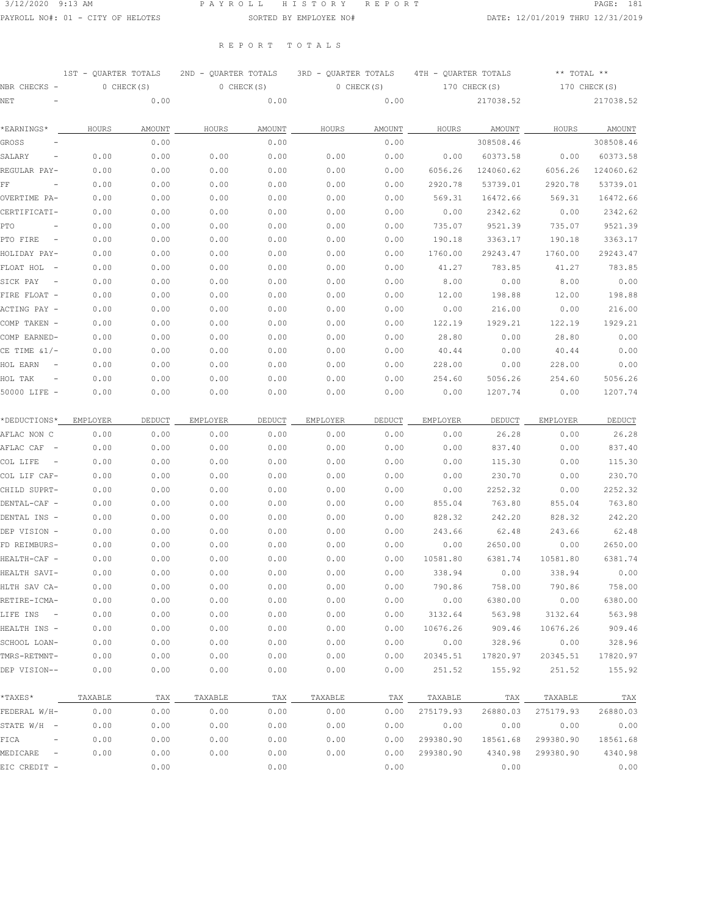# REPORT TOTALS

| | 1ST - QUARTER TOTALS | | 2ND - QUARTER TOTALS | | 3RD - QUARTER TOTALS | | 4TH - QUARTER TOTALS | | ** TOTAL ** | |
|---|---|---|---|---|---|---|---|---|---|---|
| NBR CHECKS - | 0 CHECK(S) | | 0 CHECK(S) | | 0 CHECK(S) | | 170 CHECK(S) | | 170 CHECK(S) | |
| NET - | | 0.00 | | 0.00 | | 0.00 | | 217038.52 | | 217038.52 |
| *EARNINGS* | HOURS | AMOUNT | HOURS | AMOUNT | HOURS | AMOUNT | HOURS | AMOUNT | HOURS | AMOUNT |
| GROSS - | | 0.00 | | 0.00 | | 0.00 | | 308508.46 | | 308508.46 |
| SALARY - | 0.00 | 0.00 | 0.00 | 0.00 | 0.00 | 0.00 | 0.00 | 60373.58 | 0.00 | 60373.58 |
| REGULAR PAY- | 0.00 | 0.00 | 0.00 | 0.00 | 0.00 | 0.00 | 6056.26 | 124060.62 | 6056.26 | 124060.62 |
| FF - | 0.00 | 0.00 | 0.00 | 0.00 | 0.00 | 0.00 | 2920.78 | 53739.01 | 2920.78 | 53739.01 |
| OVERTIME PA- | 0.00 | 0.00 | 0.00 | 0.00 | 0.00 | 0.00 | 569.31 | 16472.66 | 569.31 | 16472.66 |
| CERTIFICATI- | 0.00 | 0.00 | 0.00 | 0.00 | 0.00 | 0.00 | 0.00 | 2342.62 | 0.00 | 2342.62 |
| PTO - | 0.00 | 0.00 | 0.00 | 0.00 | 0.00 | 0.00 | 735.07 | 9521.39 | 735.07 | 9521.39 |
| PTO FIRE - | 0.00 | 0.00 | 0.00 | 0.00 | 0.00 | 0.00 | 190.18 | 3363.17 | 190.18 | 3363.17 |
| HOLIDAY PAY- | 0.00 | 0.00 | 0.00 | 0.00 | 0.00 | 0.00 | 1760.00 | 29243.47 | 1760.00 | 29243.47 |
| FLOAT HOL - | 0.00 | 0.00 | 0.00 | 0.00 | 0.00 | 0.00 | 41.27 | 783.85 | 41.27 | 783.85 |
| SICK PAY - | 0.00 | 0.00 | 0.00 | 0.00 | 0.00 | 0.00 | 8.00 | 0.00 | 8.00 | 0.00 |
| FIRE FLOAT - | 0.00 | 0.00 | 0.00 | 0.00 | 0.00 | 0.00 | 12.00 | 198.88 | 12.00 | 198.88 |
| ACTING PAY - | 0.00 | 0.00 | 0.00 | 0.00 | 0.00 | 0.00 | 0.00 | 216.00 | 0.00 | 216.00 |
| COMP TAKEN - | 0.00 | 0.00 | 0.00 | 0.00 | 0.00 | 0.00 | 122.19 | 1929.21 | 122.19 | 1929.21 |
| COMP EARNED- | 0.00 | 0.00 | 0.00 | 0.00 | 0.00 | 0.00 | 28.80 | 0.00 | 28.80 | 0.00 |
| CE TIME &1/- | 0.00 | 0.00 | 0.00 | 0.00 | 0.00 | 0.00 | 40.44 | 0.00 | 40.44 | 0.00 |
| HOL EARN - | 0.00 | 0.00 | 0.00 | 0.00 | 0.00 | 0.00 | 228.00 | 0.00 | 228.00 | 0.00 |
| HOL TAK - | 0.00 | 0.00 | 0.00 | 0.00 | 0.00 | 0.00 | 254.60 | 5056.26 | 254.60 | 5056.26 |
| 50000 LIFE - | 0.00 | 0.00 | 0.00 | 0.00 | 0.00 | 0.00 | 0.00 | 1207.74 | 0.00 | 1207.74 |
| *DEDUCTIONS* | EMPLOYER | DEDUCT | EMPLOYER | DEDUCT | EMPLOYER | DEDUCT | EMPLOYER | DEDUCT | EMPLOYER | DEDUCT |
| AFLAC NON C | 0.00 | 0.00 | 0.00 | 0.00 | 0.00 | 0.00 | 0.00 | 26.28 | 0.00 | 26.28 |
| AFLAC CAF - | 0.00 | 0.00 | 0.00 | 0.00 | 0.00 | 0.00 | 0.00 | 837.40 | 0.00 | 837.40 |
| COL LIFE - | 0.00 | 0.00 | 0.00 | 0.00 | 0.00 | 0.00 | 0.00 | 115.30 | 0.00 | 115.30 |
| COL LIF CAF- | 0.00 | 0.00 | 0.00 | 0.00 | 0.00 | 0.00 | 0.00 | 230.70 | 0.00 | 230.70 |
| CHILD SUPRT- | 0.00 | 0.00 | 0.00 | 0.00 | 0.00 | 0.00 | 0.00 | 2252.32 | 0.00 | 2252.32 |
| DENTAL-CAF - | 0.00 | 0.00 | 0.00 | 0.00 | 0.00 | 0.00 | 855.04 | 763.80 | 855.04 | 763.80 |
| DENTAL INS - | 0.00 | 0.00 | 0.00 | 0.00 | 0.00 | 0.00 | 828.32 | 242.20 | 828.32 | 242.20 |
| DEP VISION - | 0.00 | 0.00 | 0.00 | 0.00 | 0.00 | 0.00 | 243.66 | 62.48 | 243.66 | 62.48 |
| FD REIMBURS- | 0.00 | 0.00 | 0.00 | 0.00 | 0.00 | 0.00 | 0.00 | 2650.00 | 0.00 | 2650.00 |
| HEALTH-CAF - | 0.00 | 0.00 | 0.00 | 0.00 | 0.00 | 0.00 | 10581.80 | 6381.74 | 10581.80 | 6381.74 |
| HEALTH SAVI- | 0.00 | 0.00 | 0.00 | 0.00 | 0.00 | 0.00 | 338.94 | 0.00 | 338.94 | 0.00 |
| HLTH SAV CA- | 0.00 | 0.00 | 0.00 | 0.00 | 0.00 | 0.00 | 790.86 | 758.00 | 790.86 | 758.00 |
| RETIRE-ICMA- | 0.00 | 0.00 | 0.00 | 0.00 | 0.00 | 0.00 | 0.00 | 6380.00 | 0.00 | 6380.00 |
| LIFE INS - | 0.00 | 0.00 | 0.00 | 0.00 | 0.00 | 0.00 | 3132.64 | 563.98 | 3132.64 | 563.98 |
| HEALTH INS - | 0.00 | 0.00 | 0.00 | 0.00 | 0.00 | 0.00 | 10676.26 | 909.46 | 10676.26 | 909.46 |
| SCHOOL LOAN- | 0.00 | 0.00 | 0.00 | 0.00 | 0.00 | 0.00 | 0.00 | 328.96 | 0.00 | 328.96 |
| TMRS-RETMNT- | 0.00 | 0.00 | 0.00 | 0.00 | 0.00 | 0.00 | 20345.51 | 17820.97 | 20345.51 | 17820.97 |
| DEP VISION-- | 0.00 | 0.00 | 0.00 | 0.00 | 0.00 | 0.00 | 251.52 | 155.92 | 251.52 | 155.92 |
| *TAXES* | TAXABLE | TAX | TAXABLE | TAX | TAXABLE | TAX | TAXABLE | TAX | TAXABLE | TAX |
| FEDERAL W/H- | 0.00 | 0.00 | 0.00 | 0.00 | 0.00 | 0.00 | 275179.93 | 26880.03 | 275179.93 | 26880.03 |
| STATE W/H - | 0.00 | 0.00 | 0.00 | 0.00 | 0.00 | 0.00 | 0.00 | 0.00 | 0.00 | 0.00 |
| FICA - | 0.00 | 0.00 | 0.00 | 0.00 | 0.00 | 0.00 | 299380.90 | 18561.68 | 299380.90 | 18561.68 |
| MEDICARE - | 0.00 | 0.00 | 0.00 | 0.00 | 0.00 | 0.00 | 299380.90 | 4340.98 | 299380.90 | 4340.98 |
| EIC CREDIT - | | 0.00 | | 0.00 | | 0.00 | | 0.00 | | 0.00 |